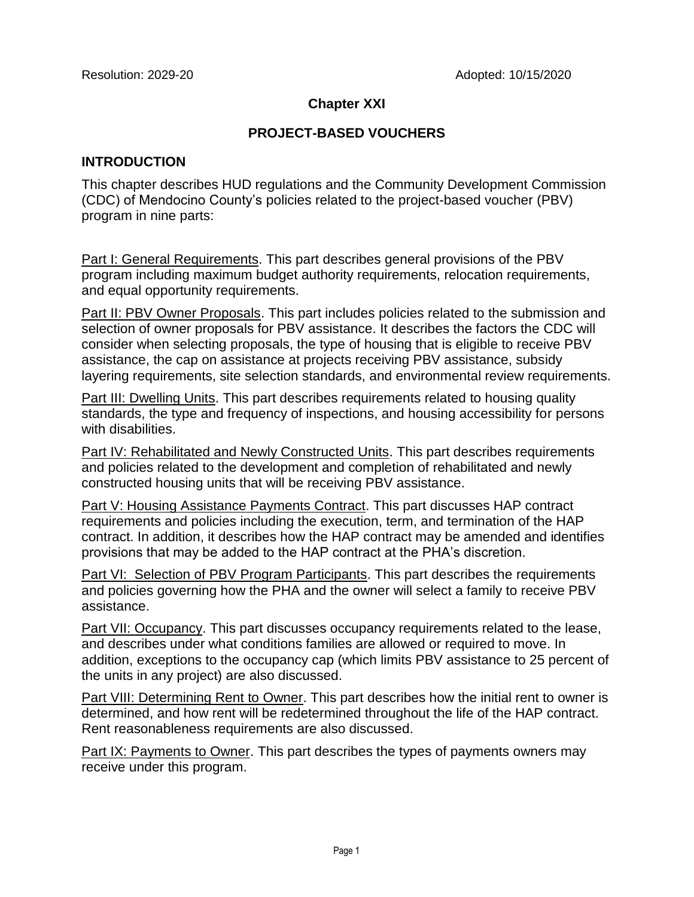Resolution: 2029-20 Adopted: 10/15/2020

# Chapter XXI

## PROJECT-BASED VOUCHERS

### INTRODUCTION

This chapter describes HUD regulations and the Community Development Commission (CDC) of Mendocino County's policies related to the project-based voucher (PBV) program in nine parts:

Part I: General Requirements. This part describes general provisions of the PBV program including maximum budget authority requirements, relocation requirements, and equal opportunity requirements.

Part II: PBV Owner Proposals. This part includes policies related to the submission and selection of owner proposals for PBV assistance. It describes the factors the CDC will consider when selecting proposals, the type of housing that is eligible to receive PBV assistance, the cap on assistance at projects receiving PBV assistance, subsidy layering requirements, site selection standards, and environmental review requirements.

Part III: Dwelling Units. This part describes requirements related to housing quality standards, the type and frequency of inspections, and housing accessibility for persons with disabilities.

Part IV: Rehabilitated and Newly Constructed Units. This part describes requirements and policies related to the development and completion of rehabilitated and newly constructed housing units that will be receiving PBV assistance.

Part V: Housing Assistance Payments Contract. This part discusses HAP contract requirements and policies including the execution, term, and termination of the HAP contract. In addition, it describes how the HAP contract may be amended and identifies provisions that may be added to the HAP contract at the PHA's discretion.

Part VI: Selection of PBV Program Participants. This part describes the requirements and policies governing how the PHA and the owner will select a family to receive PBV assistance.

Part VII: Occupancy. This part discusses occupancy requirements related to the lease, and describes under what conditions families are allowed or required to move. In addition, exceptions to the occupancy cap (which limits PBV assistance to 25 percent of the units in any project) are also discussed.

Part VIII: Determining Rent to Owner. This part describes how the initial rent to owner is determined, and how rent will be redetermined throughout the life of the HAP contract. Rent reasonableness requirements are also discussed.

Part IX: Payments to Owner. This part describes the types of payments owners may receive under this program.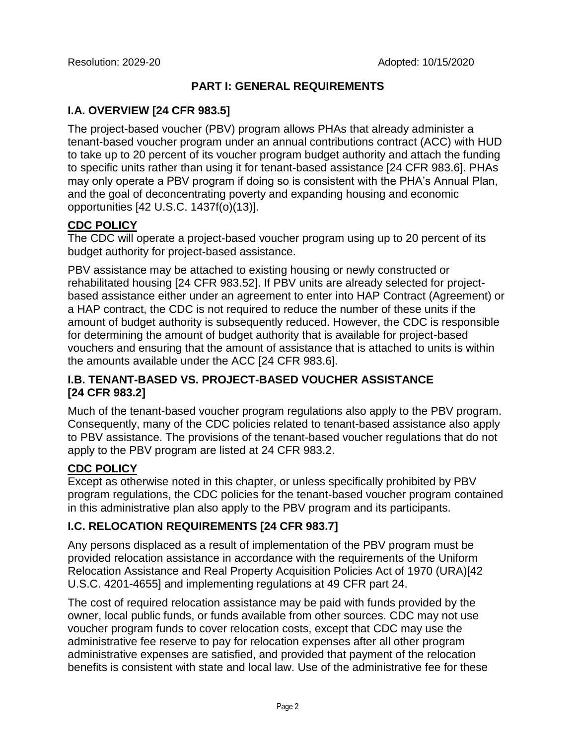Resolution: 2029-20 Adopted: 10/15/2020

## PART I: GENERAL REQUIREMENTS

### I.A. OVERVIEW [24 CFR 983.5]

The project-based voucher (PBV) program allows PHAs that already administer a tenant-based voucher program under an annual contributions contract (ACC) with HUD to take up to 20 percent of its voucher program budget authority and attach the funding to specific units rather than using it for tenant-based assistance [24 CFR 983.6]. PHAs may only operate a PBV program if doing so is consistent with the PHA's Annual Plan, and the goal of deconcentrating poverty and expanding housing and economic opportunities [42 U.S.C. 1437f(o)(13)].

**CDC POLICY**

The CDC will operate a project-based voucher program using up to 20 percent of its budget authority for project-based assistance.

PBV assistance may be attached to existing housing or newly constructed or rehabilitated housing [24 CFR 983.52]. If PBV units are already selected for project-based assistance either under an agreement to enter into HAP Contract (Agreement) or a HAP contract, the CDC is not required to reduce the number of these units if the amount of budget authority is subsequently reduced. However, the CDC is responsible for determining the amount of budget authority that is available for project-based vouchers and ensuring that the amount of assistance that is attached to units is within the amounts available under the ACC [24 CFR 983.6].

### I.B. TENANT-BASED VS. PROJECT-BASED VOUCHER ASSISTANCE [24 CFR 983.2]

Much of the tenant-based voucher program regulations also apply to the PBV program. Consequently, many of the CDC policies related to tenant-based assistance also apply to PBV assistance. The provisions of the tenant-based voucher regulations that do not apply to the PBV program are listed at 24 CFR 983.2.

**CDC POLICY**

Except as otherwise noted in this chapter, or unless specifically prohibited by PBV program regulations, the CDC policies for the tenant-based voucher program contained in this administrative plan also apply to the PBV program and its participants.

### I.C. RELOCATION REQUIREMENTS [24 CFR 983.7]

Any persons displaced as a result of implementation of the PBV program must be provided relocation assistance in accordance with the requirements of the Uniform Relocation Assistance and Real Property Acquisition Policies Act of 1970 (URA)[42 U.S.C. 4201-4655] and implementing regulations at 49 CFR part 24.

The cost of required relocation assistance may be paid with funds provided by the owner, local public funds, or funds available from other sources. CDC may not use voucher program funds to cover relocation costs, except that CDC may use the administrative fee reserve to pay for relocation expenses after all other program administrative expenses are satisfied, and provided that payment of the relocation benefits is consistent with state and local law. Use of the administrative fee for these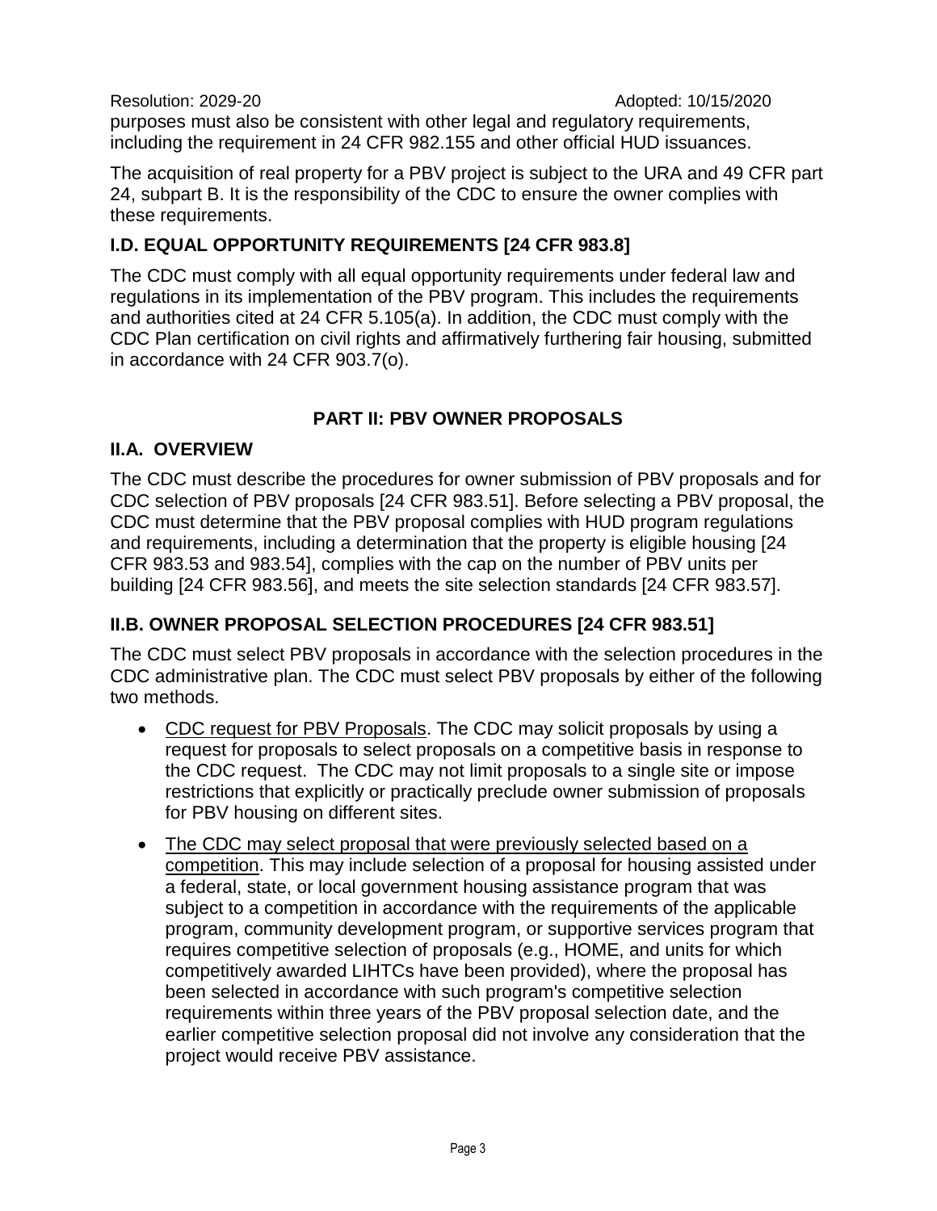purposes must also be consistent with other legal and regulatory requirements, including the requirement in 24 CFR 982.155 and other official HUD issuances.

The acquisition of real property for a PBV project is subject to the URA and 49 CFR part 24, subpart B. It is the responsibility of the CDC to ensure the owner complies with these requirements.

### I.D. EQUAL OPPORTUNITY REQUIREMENTS [24 CFR 983.8]

The CDC must comply with all equal opportunity requirements under federal law and regulations in its implementation of the PBV program. This includes the requirements and authorities cited at 24 CFR 5.105(a). In addition, the CDC must comply with the CDC Plan certification on civil rights and affirmatively furthering fair housing, submitted in accordance with 24 CFR 903.7(o).

## PART II: PBV OWNER PROPOSALS

### II.A. OVERVIEW

The CDC must describe the procedures for owner submission of PBV proposals and for CDC selection of PBV proposals [24 CFR 983.51]. Before selecting a PBV proposal, the CDC must determine that the PBV proposal complies with HUD program regulations and requirements, including a determination that the property is eligible housing [24 CFR 983.53 and 983.54], complies with the cap on the number of PBV units per building [24 CFR 983.56], and meets the site selection standards [24 CFR 983.57].

### II.B. OWNER PROPOSAL SELECTION PROCEDURES [24 CFR 983.51]

The CDC must select PBV proposals in accordance with the selection procedures in the CDC administrative plan. The CDC must select PBV proposals by either of the following two methods.

- <u>CDC request for PBV Proposals</u>. The CDC may solicit proposals by using a request for proposals to select proposals on a competitive basis in response to the CDC request. The CDC may not limit proposals to a single site or impose restrictions that explicitly or practically preclude owner submission of proposals for PBV housing on different sites.
- <u>The CDC may select proposal that were previously selected based on a competition</u>. This may include selection of a proposal for housing assisted under a federal, state, or local government housing assistance program that was subject to a competition in accordance with the requirements of the applicable program, community development program, or supportive services program that requires competitive selection of proposals (e.g., HOME, and units for which competitively awarded LIHTCs have been provided), where the proposal has been selected in accordance with such program's competitive selection requirements within three years of the PBV proposal selection date, and the earlier competitive selection proposal did not involve any consideration that the project would receive PBV assistance.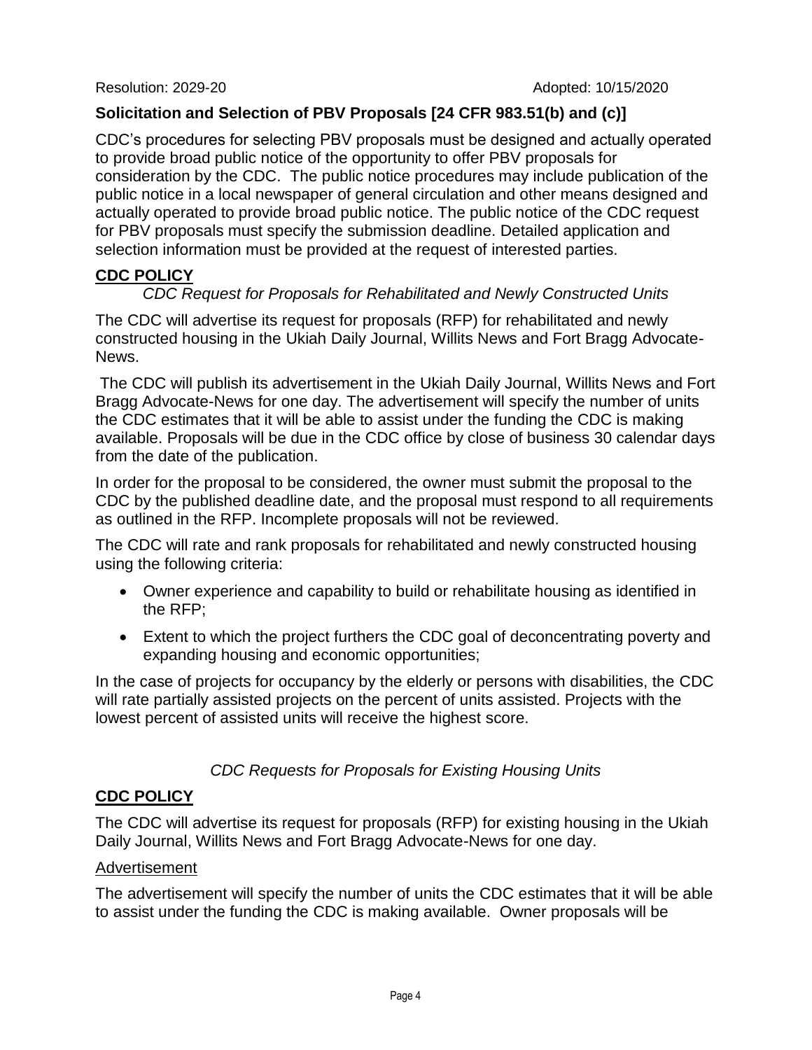Resolution: 2029-20 Adopted: 10/15/2020

**Solicitation and Selection of PBV Proposals [24 CFR 983.51(b) and (c)]**

CDC's procedures for selecting PBV proposals must be designed and actually operated to provide broad public notice of the opportunity to offer PBV proposals for consideration by the CDC. The public notice procedures may include publication of the public notice in a local newspaper of general circulation and other means designed and actually operated to provide broad public notice. The public notice of the CDC request for PBV proposals must specify the submission deadline. Detailed application and selection information must be provided at the request of interested parties.

**CDC POLICY**

*CDC Request for Proposals for Rehabilitated and Newly Constructed Units*

The CDC will advertise its request for proposals (RFP) for rehabilitated and newly constructed housing in the Ukiah Daily Journal, Willits News and Fort Bragg Advocate-News.

The CDC will publish its advertisement in the Ukiah Daily Journal, Willits News and Fort Bragg Advocate-News for one day. The advertisement will specify the number of units the CDC estimates that it will be able to assist under the funding the CDC is making available. Proposals will be due in the CDC office by close of business 30 calendar days from the date of the publication.

In order for the proposal to be considered, the owner must submit the proposal to the CDC by the published deadline date, and the proposal must respond to all requirements as outlined in the RFP. Incomplete proposals will not be reviewed.

The CDC will rate and rank proposals for rehabilitated and newly constructed housing using the following criteria:

- Owner experience and capability to build or rehabilitate housing as identified in the RFP;
- Extent to which the project furthers the CDC goal of deconcentrating poverty and expanding housing and economic opportunities;

In the case of projects for occupancy by the elderly or persons with disabilities, the CDC will rate partially assisted projects on the percent of units assisted. Projects with the lowest percent of assisted units will receive the highest score.

*CDC Requests for Proposals for Existing Housing Units*

**CDC POLICY**

The CDC will advertise its request for proposals (RFP) for existing housing in the Ukiah Daily Journal, Willits News and Fort Bragg Advocate-News for one day.

Advertisement

The advertisement will specify the number of units the CDC estimates that it will be able to assist under the funding the CDC is making available. Owner proposals will be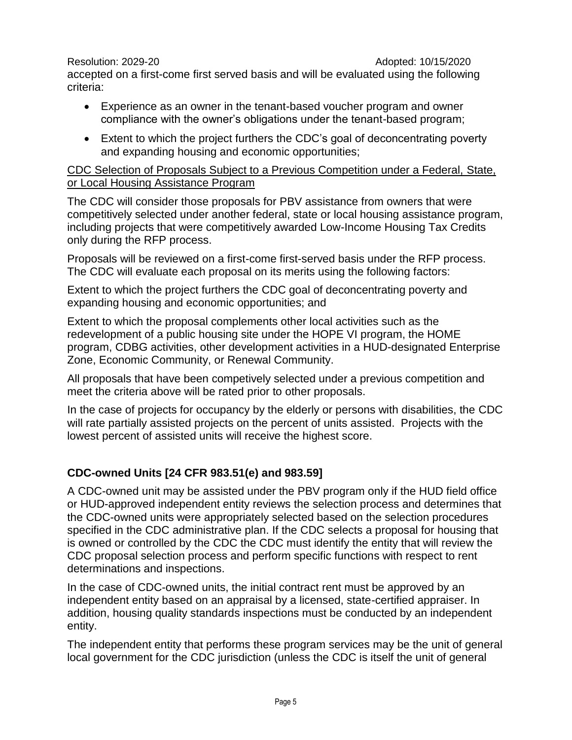accepted on a first-come first served basis and will be evaluated using the following criteria:

- Experience as an owner in the tenant-based voucher program and owner compliance with the owner's obligations under the tenant-based program;
- Extent to which the project furthers the CDC's goal of deconcentrating poverty and expanding housing and economic opportunities;

<u>CDC Selection of Proposals Subject to a Previous Competition under a Federal, State, or Local Housing Assistance Program</u>

The CDC will consider those proposals for PBV assistance from owners that were competitively selected under another federal, state or local housing assistance program, including projects that were competitively awarded Low-Income Housing Tax Credits only during the RFP process.

Proposals will be reviewed on a first-come first-served basis under the RFP process. The CDC will evaluate each proposal on its merits using the following factors:

Extent to which the project furthers the CDC goal of deconcentrating poverty and expanding housing and economic opportunities; and

Extent to which the proposal complements other local activities such as the redevelopment of a public housing site under the HOPE VI program, the HOME program, CDBG activities, other development activities in a HUD-designated Enterprise Zone, Economic Community, or Renewal Community.

All proposals that have been competively selected under a previous competition and meet the criteria above will be rated prior to other proposals.

In the case of projects for occupancy by the elderly or persons with disabilities, the CDC will rate partially assisted projects on the percent of units assisted. Projects with the lowest percent of assisted units will receive the highest score.

**CDC-owned Units [24 CFR 983.51(e) and 983.59]**

A CDC-owned unit may be assisted under the PBV program only if the HUD field office or HUD-approved independent entity reviews the selection process and determines that the CDC-owned units were appropriately selected based on the selection procedures specified in the CDC administrative plan. If the CDC selects a proposal for housing that is owned or controlled by the CDC the CDC must identify the entity that will review the CDC proposal selection process and perform specific functions with respect to rent determinations and inspections.

In the case of CDC-owned units, the initial contract rent must be approved by an independent entity based on an appraisal by a licensed, state-certified appraiser. In addition, housing quality standards inspections must be conducted by an independent entity.

The independent entity that performs these program services may be the unit of general local government for the CDC jurisdiction (unless the CDC is itself the unit of general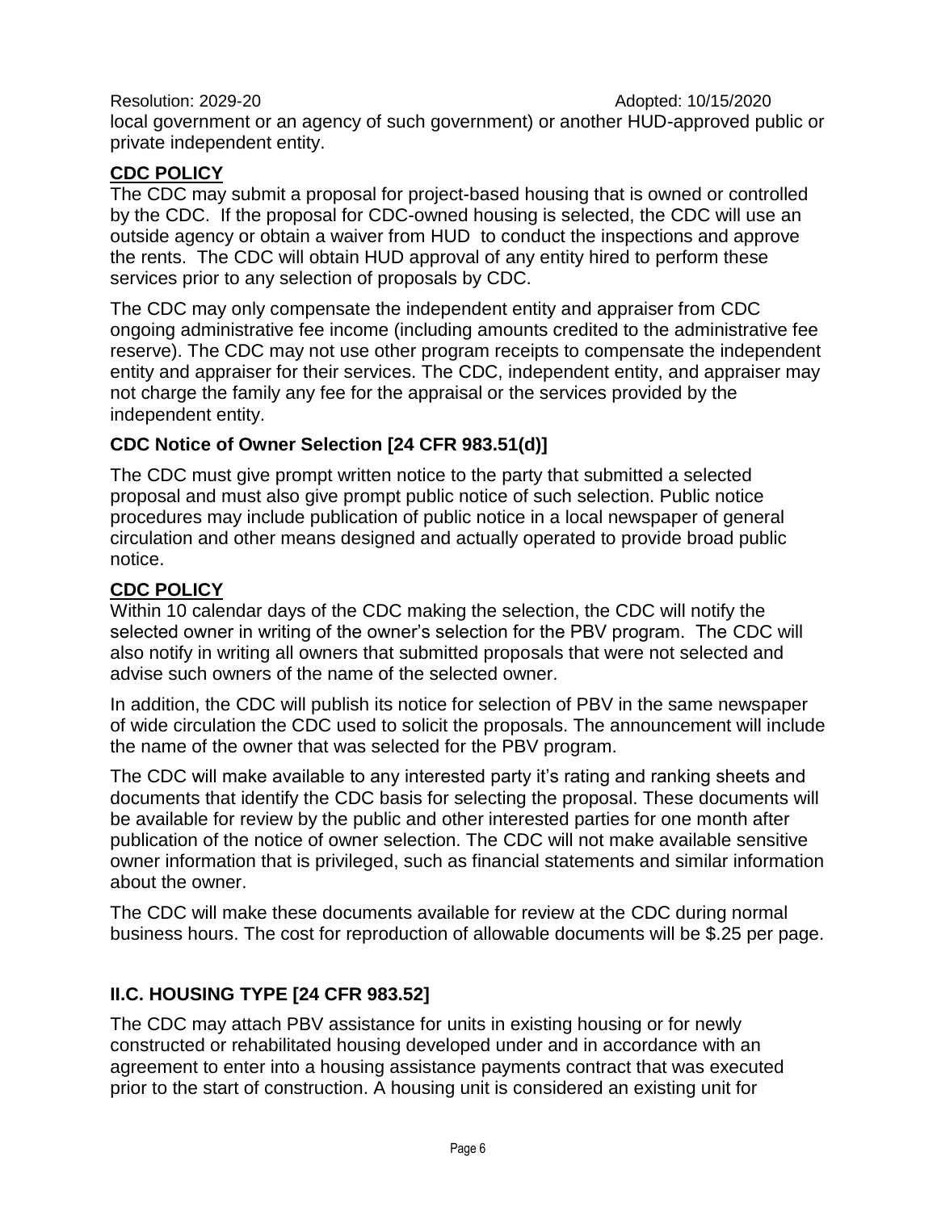local government or an agency of such government) or another HUD-approved public or private independent entity.

**CDC POLICY**

The CDC may submit a proposal for project-based housing that is owned or controlled by the CDC. If the proposal for CDC-owned housing is selected, the CDC will use an outside agency or obtain a waiver from HUD to conduct the inspections and approve the rents. The CDC will obtain HUD approval of any entity hired to perform these services prior to any selection of proposals by CDC.

The CDC may only compensate the independent entity and appraiser from CDC ongoing administrative fee income (including amounts credited to the administrative fee reserve). The CDC may not use other program receipts to compensate the independent entity and appraiser for their services. The CDC, independent entity, and appraiser may not charge the family any fee for the appraisal or the services provided by the independent entity.

**CDC Notice of Owner Selection [24 CFR 983.51(d)]**

The CDC must give prompt written notice to the party that submitted a selected proposal and must also give prompt public notice of such selection. Public notice procedures may include publication of public notice in a local newspaper of general circulation and other means designed and actually operated to provide broad public notice.

**CDC POLICY**

Within 10 calendar days of the CDC making the selection, the CDC will notify the selected owner in writing of the owner's selection for the PBV program. The CDC will also notify in writing all owners that submitted proposals that were not selected and advise such owners of the name of the selected owner.

In addition, the CDC will publish its notice for selection of PBV in the same newspaper of wide circulation the CDC used to solicit the proposals. The announcement will include the name of the owner that was selected for the PBV program.

The CDC will make available to any interested party it's rating and ranking sheets and documents that identify the CDC basis for selecting the proposal. These documents will be available for review by the public and other interested parties for one month after publication of the notice of owner selection. The CDC will not make available sensitive owner information that is privileged, such as financial statements and similar information about the owner.

The CDC will make these documents available for review at the CDC during normal business hours. The cost for reproduction of allowable documents will be $.25 per page.

## II.C. HOUSING TYPE [24 CFR 983.52]

The CDC may attach PBV assistance for units in existing housing or for newly constructed or rehabilitated housing developed under and in accordance with an agreement to enter into a housing assistance payments contract that was executed prior to the start of construction. A housing unit is considered an existing unit for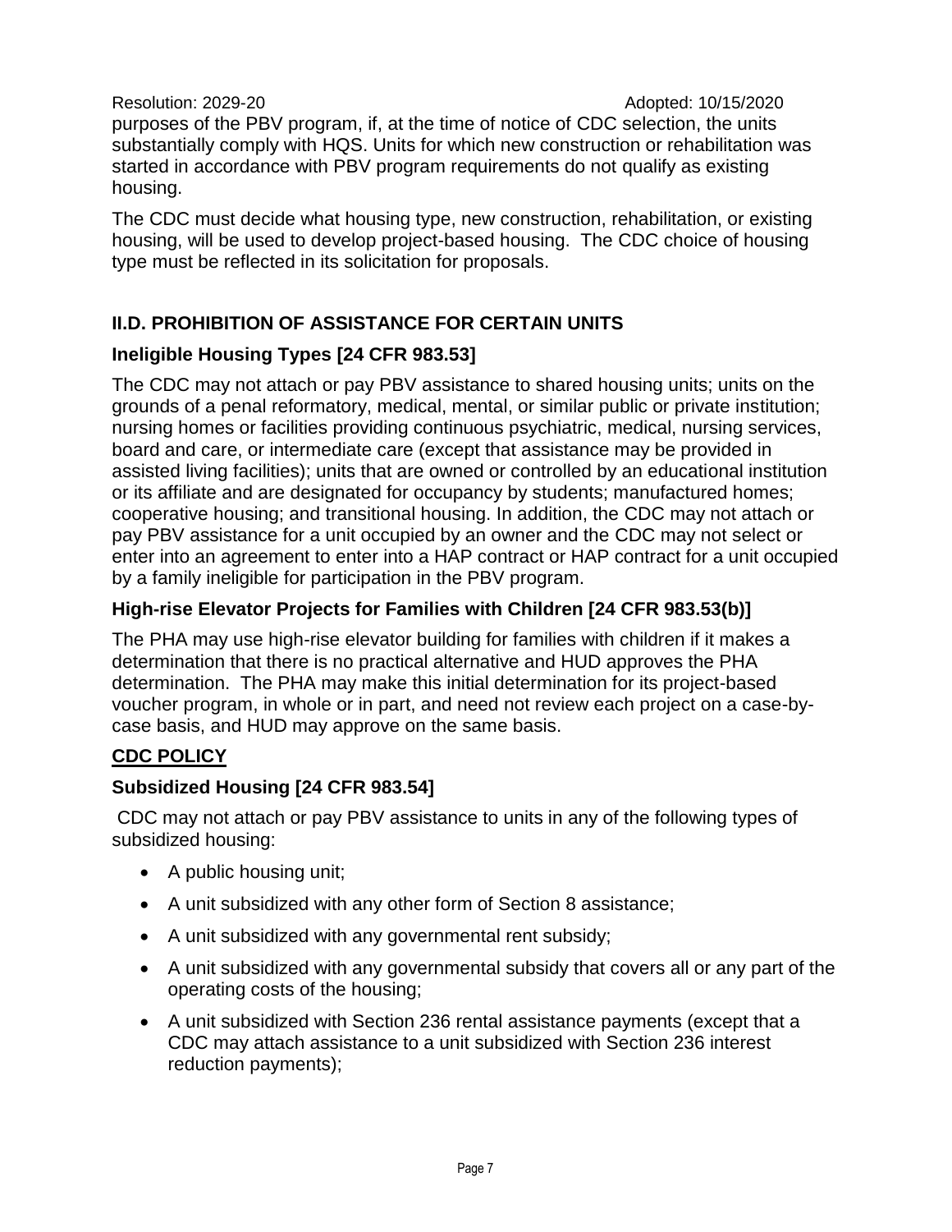purposes of the PBV program, if, at the time of notice of CDC selection, the units substantially comply with HQS. Units for which new construction or rehabilitation was started in accordance with PBV program requirements do not qualify as existing housing.

The CDC must decide what housing type, new construction, rehabilitation, or existing housing, will be used to develop project-based housing. The CDC choice of housing type must be reflected in its solicitation for proposals.

## II.D. PROHIBITION OF ASSISTANCE FOR CERTAIN UNITS

### Ineligible Housing Types [24 CFR 983.53]

The CDC may not attach or pay PBV assistance to shared housing units; units on the grounds of a penal reformatory, medical, mental, or similar public or private institution; nursing homes or facilities providing continuous psychiatric, medical, nursing services, board and care, or intermediate care (except that assistance may be provided in assisted living facilities); units that are owned or controlled by an educational institution or its affiliate and are designated for occupancy by students; manufactured homes; cooperative housing; and transitional housing. In addition, the CDC may not attach or pay PBV assistance for a unit occupied by an owner and the CDC may not select or enter into an agreement to enter into a HAP contract or HAP contract for a unit occupied by a family ineligible for participation in the PBV program.

### High-rise Elevator Projects for Families with Children [24 CFR 983.53(b)]

The PHA may use high-rise elevator building for families with children if it makes a determination that there is no practical alternative and HUD approves the PHA determination. The PHA may make this initial determination for its project-based voucher program, in whole or in part, and need not review each project on a case-by-case basis, and HUD may approve on the same basis.

**CDC POLICY**

### Subsidized Housing [24 CFR 983.54]

CDC may not attach or pay PBV assistance to units in any of the following types of subsidized housing:

- A public housing unit;
- A unit subsidized with any other form of Section 8 assistance;
- A unit subsidized with any governmental rent subsidy;
- A unit subsidized with any governmental subsidy that covers all or any part of the operating costs of the housing;
- A unit subsidized with Section 236 rental assistance payments (except that a CDC may attach assistance to a unit subsidized with Section 236 interest reduction payments);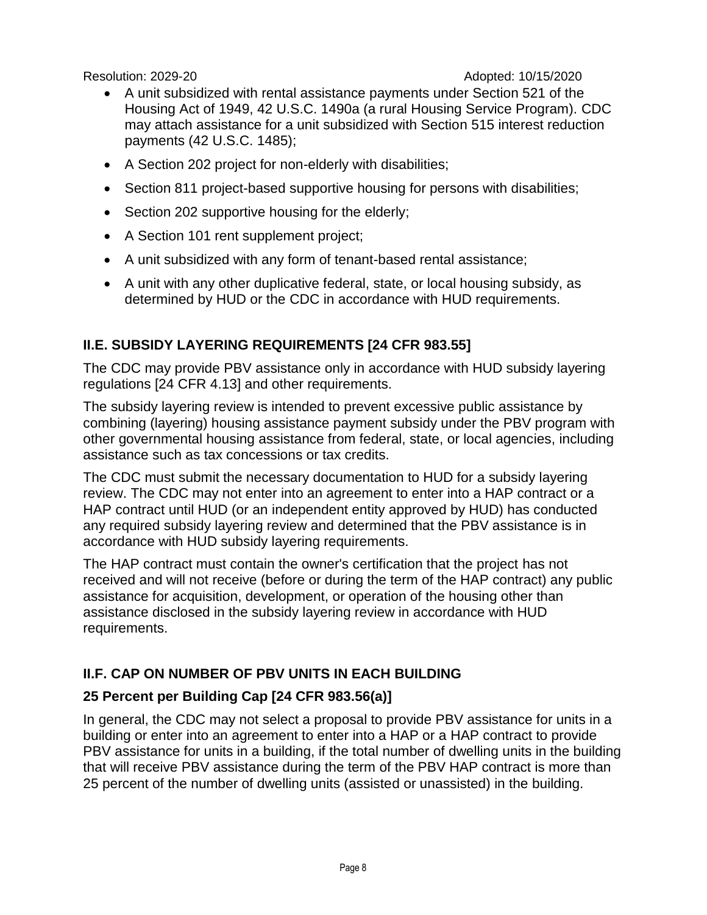- A unit subsidized with rental assistance payments under Section 521 of the Housing Act of 1949, 42 U.S.C. 1490a (a rural Housing Service Program). CDC may attach assistance for a unit subsidized with Section 515 interest reduction payments (42 U.S.C. 1485);
- A Section 202 project for non-elderly with disabilities;
- Section 811 project-based supportive housing for persons with disabilities;
- Section 202 supportive housing for the elderly;
- A Section 101 rent supplement project;
- A unit subsidized with any form of tenant-based rental assistance;
- A unit with any other duplicative federal, state, or local housing subsidy, as determined by HUD or the CDC in accordance with HUD requirements.

## II.E. SUBSIDY LAYERING REQUIREMENTS [24 CFR 983.55]

The CDC may provide PBV assistance only in accordance with HUD subsidy layering regulations [24 CFR 4.13] and other requirements.

The subsidy layering review is intended to prevent excessive public assistance by combining (layering) housing assistance payment subsidy under the PBV program with other governmental housing assistance from federal, state, or local agencies, including assistance such as tax concessions or tax credits.

The CDC must submit the necessary documentation to HUD for a subsidy layering review. The CDC may not enter into an agreement to enter into a HAP contract or a HAP contract until HUD (or an independent entity approved by HUD) has conducted any required subsidy layering review and determined that the PBV assistance is in accordance with HUD subsidy layering requirements.

The HAP contract must contain the owner's certification that the project has not received and will not receive (before or during the term of the HAP contract) any public assistance for acquisition, development, or operation of the housing other than assistance disclosed in the subsidy layering review in accordance with HUD requirements.

## II.F. CAP ON NUMBER OF PBV UNITS IN EACH BUILDING

### 25 Percent per Building Cap [24 CFR 983.56(a)]

In general, the CDC may not select a proposal to provide PBV assistance for units in a building or enter into an agreement to enter into a HAP or a HAP contract to provide PBV assistance for units in a building, if the total number of dwelling units in the building that will receive PBV assistance during the term of the PBV HAP contract is more than 25 percent of the number of dwelling units (assisted or unassisted) in the building.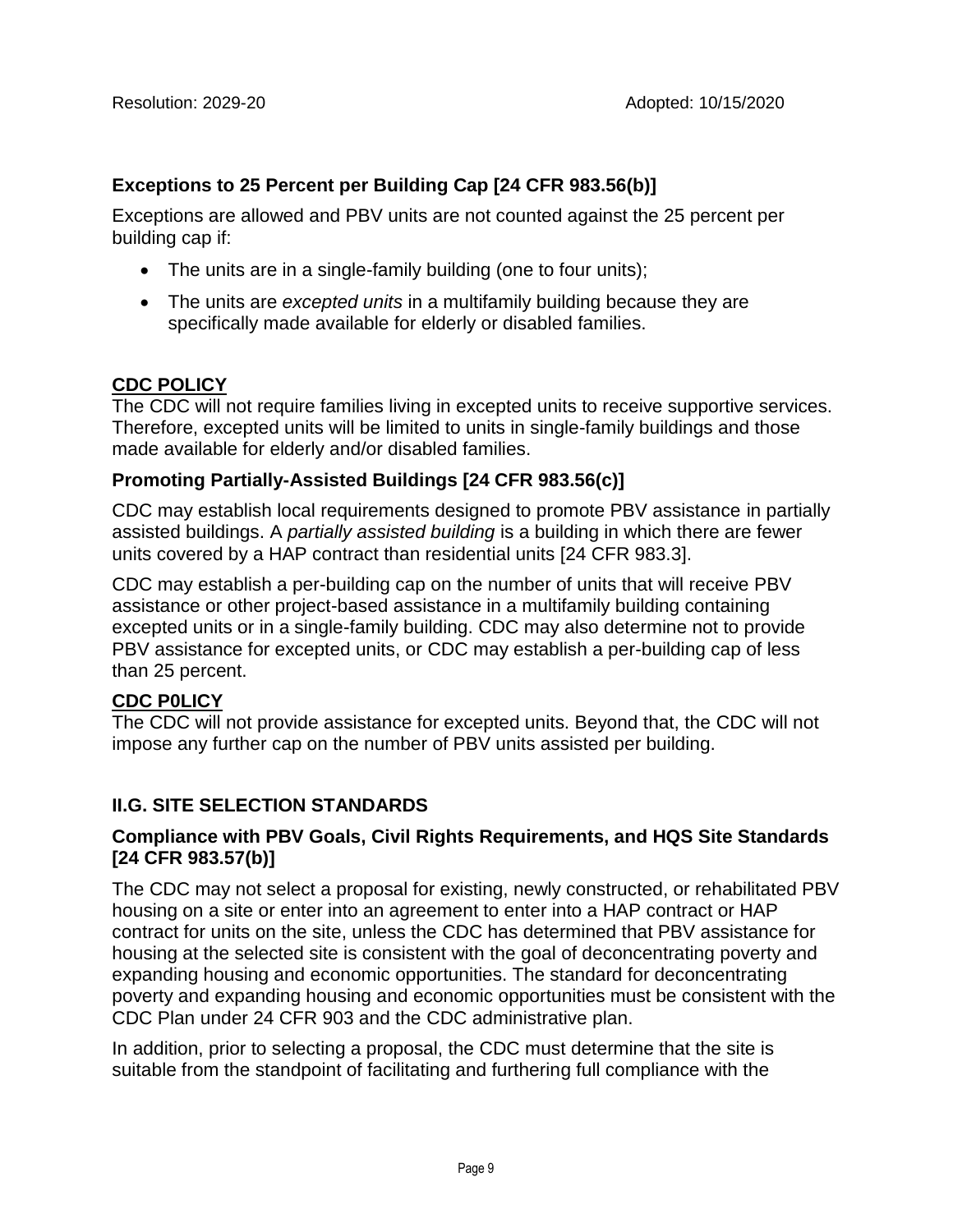### Exceptions to 25 Percent per Building Cap [24 CFR 983.56(b)]

Exceptions are allowed and PBV units are not counted against the 25 percent per building cap if:

- The units are in a single-family building (one to four units);
- The units are *excepted units* in a multifamily building because they are specifically made available for elderly or disabled families.

**CDC POLICY**

The CDC will not require families living in excepted units to receive supportive services. Therefore, excepted units will be limited to units in single-family buildings and those made available for elderly and/or disabled families.

### Promoting Partially-Assisted Buildings [24 CFR 983.56(c)]

CDC may establish local requirements designed to promote PBV assistance in partially assisted buildings. A *partially assisted building* is a building in which there are fewer units covered by a HAP contract than residential units [24 CFR 983.3].

CDC may establish a per-building cap on the number of units that will receive PBV assistance or other project-based assistance in a multifamily building containing excepted units or in a single-family building. CDC may also determine not to provide PBV assistance for excepted units, or CDC may establish a per-building cap of less than 25 percent.

**CDC P0LICY**

The CDC will not provide assistance for excepted units. Beyond that, the CDC will not impose any further cap on the number of PBV units assisted per building.

## II.G. SITE SELECTION STANDARDS

### Compliance with PBV Goals, Civil Rights Requirements, and HQS Site Standards [24 CFR 983.57(b)]

The CDC may not select a proposal for existing, newly constructed, or rehabilitated PBV housing on a site or enter into an agreement to enter into a HAP contract or HAP contract for units on the site, unless the CDC has determined that PBV assistance for housing at the selected site is consistent with the goal of deconcentrating poverty and expanding housing and economic opportunities. The standard for deconcentrating poverty and expanding housing and economic opportunities must be consistent with the CDC Plan under 24 CFR 903 and the CDC administrative plan.

In addition, prior to selecting a proposal, the CDC must determine that the site is suitable from the standpoint of facilitating and furthering full compliance with the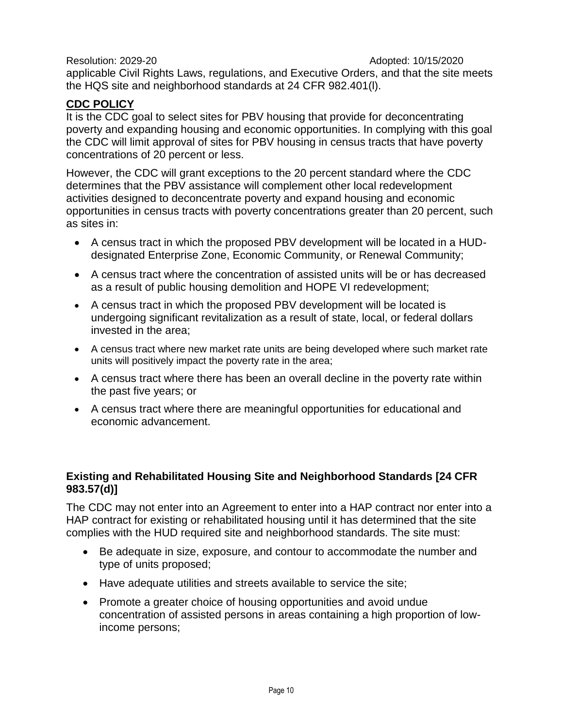applicable Civil Rights Laws, regulations, and Executive Orders, and that the site meets the HQS site and neighborhood standards at 24 CFR 982.401(l).

**CDC POLICY**

It is the CDC goal to select sites for PBV housing that provide for deconcentrating poverty and expanding housing and economic opportunities. In complying with this goal the CDC will limit approval of sites for PBV housing in census tracts that have poverty concentrations of 20 percent or less.

However, the CDC will grant exceptions to the 20 percent standard where the CDC determines that the PBV assistance will complement other local redevelopment activities designed to deconcentrate poverty and expand housing and economic opportunities in census tracts with poverty concentrations greater than 20 percent, such as sites in:

- A census tract in which the proposed PBV development will be located in a HUD-designated Enterprise Zone, Economic Community, or Renewal Community;
- A census tract where the concentration of assisted units will be or has decreased as a result of public housing demolition and HOPE VI redevelopment;
- A census tract in which the proposed PBV development will be located is undergoing significant revitalization as a result of state, local, or federal dollars invested in the area;
- A census tract where new market rate units are being developed where such market rate units will positively impact the poverty rate in the area;
- A census tract where there has been an overall decline in the poverty rate within the past five years; or
- A census tract where there are meaningful opportunities for educational and economic advancement.

### Existing and Rehabilitated Housing Site and Neighborhood Standards [24 CFR 983.57(d)]

The CDC may not enter into an Agreement to enter into a HAP contract nor enter into a HAP contract for existing or rehabilitated housing until it has determined that the site complies with the HUD required site and neighborhood standards. The site must:

- Be adequate in size, exposure, and contour to accommodate the number and type of units proposed;
- Have adequate utilities and streets available to service the site;
- Promote a greater choice of housing opportunities and avoid undue concentration of assisted persons in areas containing a high proportion of low-income persons;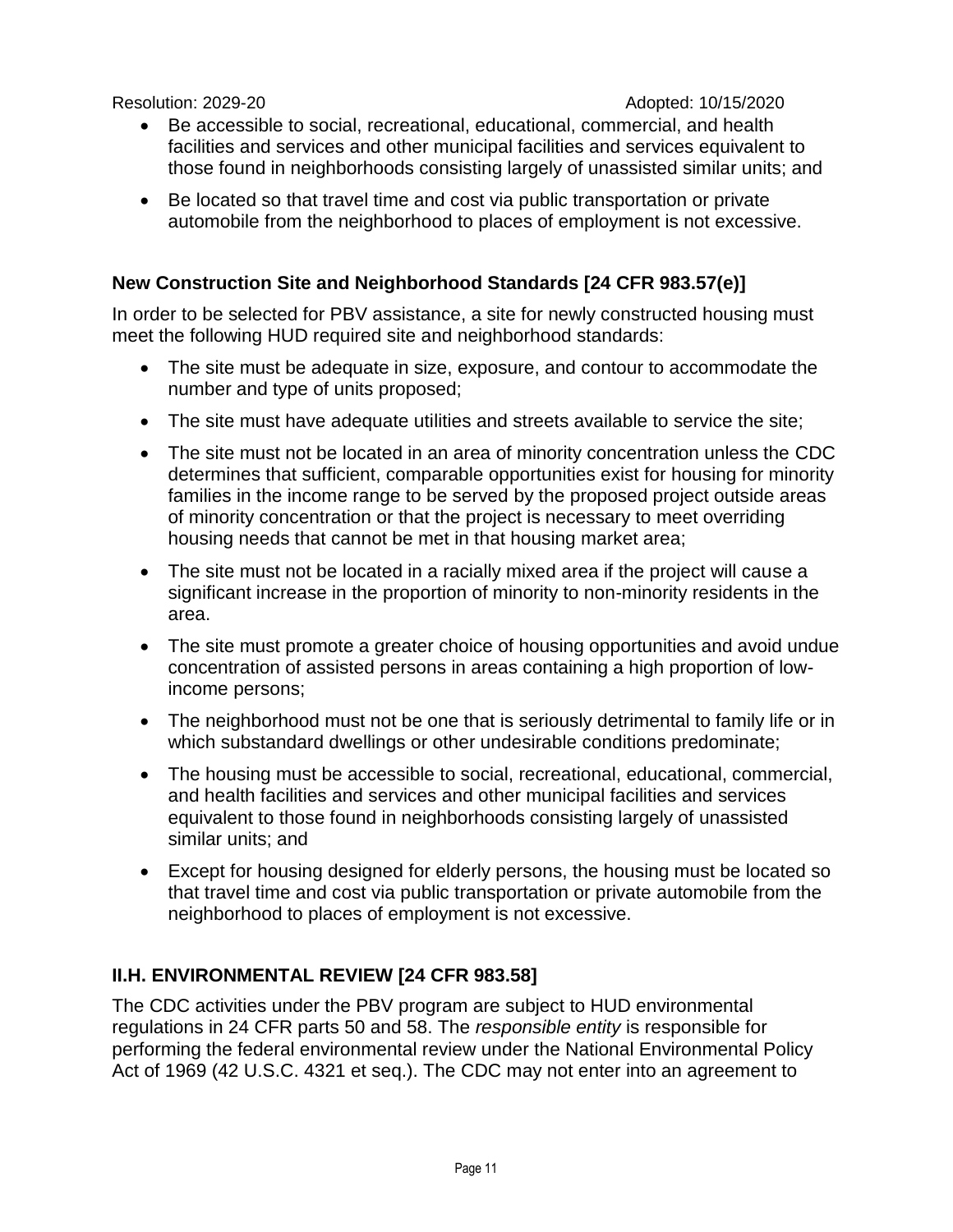- Be accessible to social, recreational, educational, commercial, and health facilities and services and other municipal facilities and services equivalent to those found in neighborhoods consisting largely of unassisted similar units; and
- Be located so that travel time and cost via public transportation or private automobile from the neighborhood to places of employment is not excessive.

**New Construction Site and Neighborhood Standards [24 CFR 983.57(e)]**

In order to be selected for PBV assistance, a site for newly constructed housing must meet the following HUD required site and neighborhood standards:

- The site must be adequate in size, exposure, and contour to accommodate the number and type of units proposed;
- The site must have adequate utilities and streets available to service the site;
- The site must not be located in an area of minority concentration unless the CDC determines that sufficient, comparable opportunities exist for housing for minority families in the income range to be served by the proposed project outside areas of minority concentration or that the project is necessary to meet overriding housing needs that cannot be met in that housing market area;
- The site must not be located in a racially mixed area if the project will cause a significant increase in the proportion of minority to non-minority residents in the area.
- The site must promote a greater choice of housing opportunities and avoid undue concentration of assisted persons in areas containing a high proportion of low-income persons;
- The neighborhood must not be one that is seriously detrimental to family life or in which substandard dwellings or other undesirable conditions predominate;
- The housing must be accessible to social, recreational, educational, commercial, and health facilities and services and other municipal facilities and services equivalent to those found in neighborhoods consisting largely of unassisted similar units; and
- Except for housing designed for elderly persons, the housing must be located so that travel time and cost via public transportation or private automobile from the neighborhood to places of employment is not excessive.

## II.H. ENVIRONMENTAL REVIEW [24 CFR 983.58]

The CDC activities under the PBV program are subject to HUD environmental regulations in 24 CFR parts 50 and 58. The *responsible entity* is responsible for performing the federal environmental review under the National Environmental Policy Act of 1969 (42 U.S.C. 4321 et seq.). The CDC may not enter into an agreement to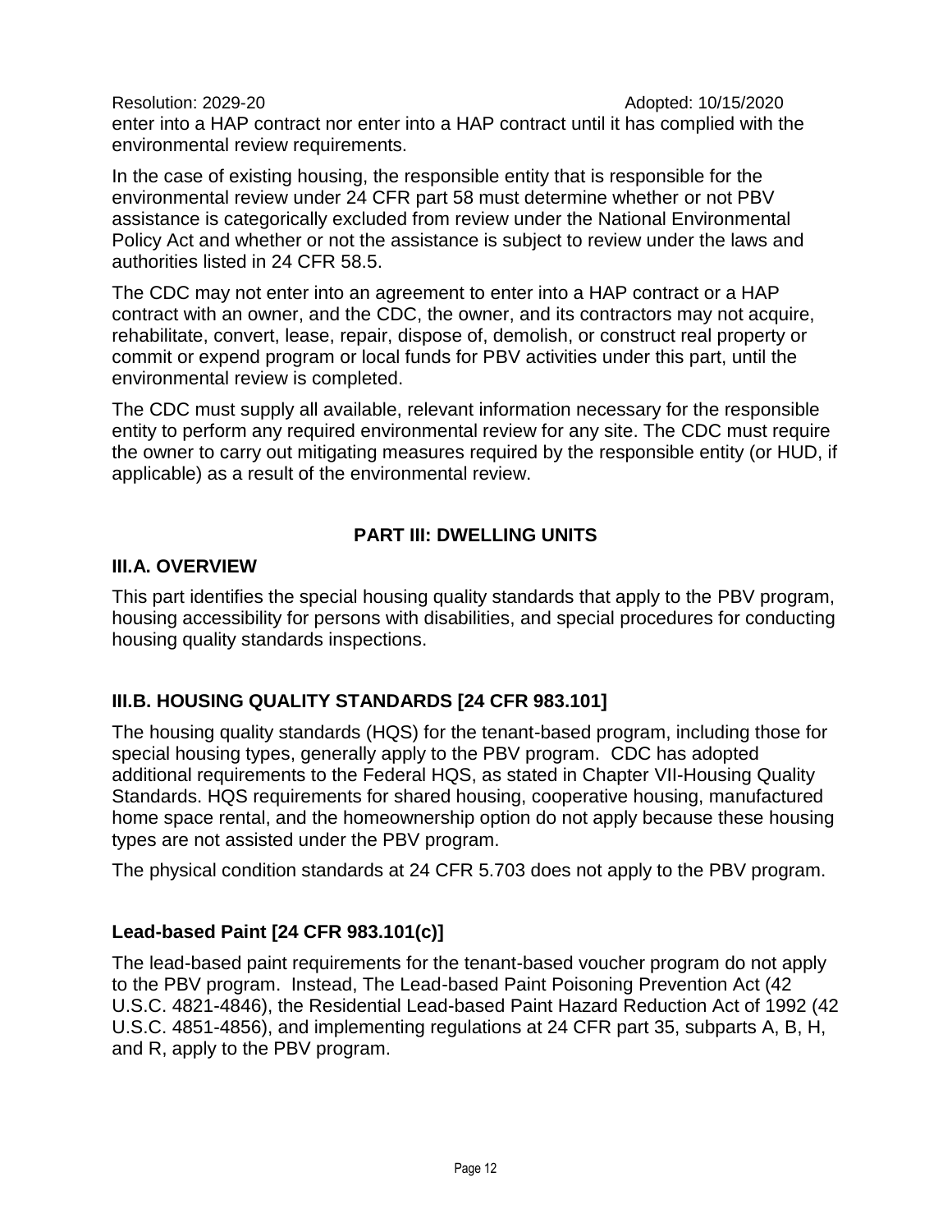enter into a HAP contract nor enter into a HAP contract until it has complied with the environmental review requirements.

In the case of existing housing, the responsible entity that is responsible for the environmental review under 24 CFR part 58 must determine whether or not PBV assistance is categorically excluded from review under the National Environmental Policy Act and whether or not the assistance is subject to review under the laws and authorities listed in 24 CFR 58.5.

The CDC may not enter into an agreement to enter into a HAP contract or a HAP contract with an owner, and the CDC, the owner, and its contractors may not acquire, rehabilitate, convert, lease, repair, dispose of, demolish, or construct real property or commit or expend program or local funds for PBV activities under this part, until the environmental review is completed.

The CDC must supply all available, relevant information necessary for the responsible entity to perform any required environmental review for any site. The CDC must require the owner to carry out mitigating measures required by the responsible entity (or HUD, if applicable) as a result of the environmental review.

## PART III: DWELLING UNITS

### III.A. OVERVIEW

This part identifies the special housing quality standards that apply to the PBV program, housing accessibility for persons with disabilities, and special procedures for conducting housing quality standards inspections.

### III.B. HOUSING QUALITY STANDARDS [24 CFR 983.101]

The housing quality standards (HQS) for the tenant-based program, including those for special housing types, generally apply to the PBV program. CDC has adopted additional requirements to the Federal HQS, as stated in Chapter VII-Housing Quality Standards. HQS requirements for shared housing, cooperative housing, manufactured home space rental, and the homeownership option do not apply because these housing types are not assisted under the PBV program.

The physical condition standards at 24 CFR 5.703 does not apply to the PBV program.

#### Lead-based Paint [24 CFR 983.101(c)]

The lead-based paint requirements for the tenant-based voucher program do not apply to the PBV program. Instead, The Lead-based Paint Poisoning Prevention Act (42 U.S.C. 4821-4846), the Residential Lead-based Paint Hazard Reduction Act of 1992 (42 U.S.C. 4851-4856), and implementing regulations at 24 CFR part 35, subparts A, B, H, and R, apply to the PBV program.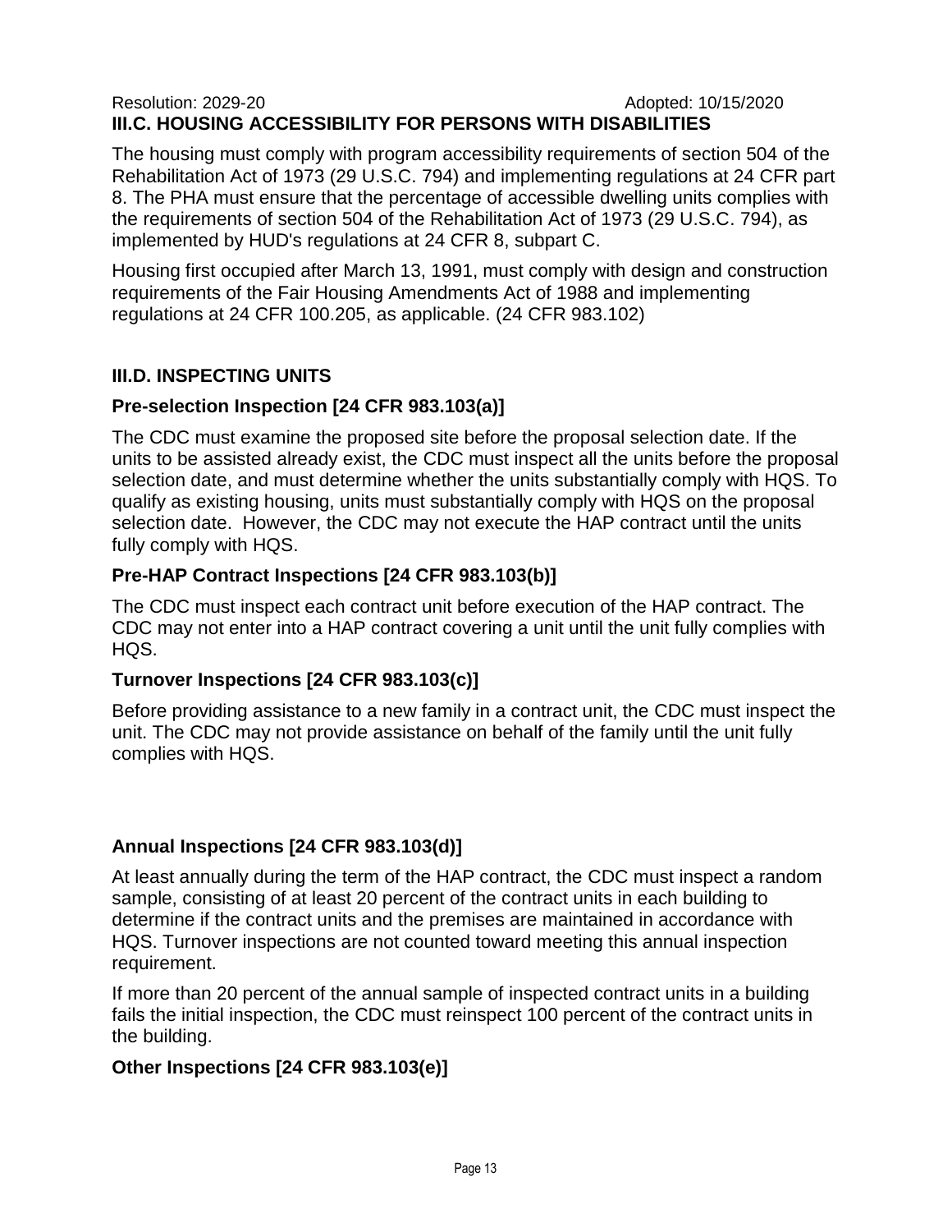Resolution: 2029-20 Adopted: 10/15/2020

### III.C. HOUSING ACCESSIBILITY FOR PERSONS WITH DISABILITIES

The housing must comply with program accessibility requirements of section 504 of the Rehabilitation Act of 1973 (29 U.S.C. 794) and implementing regulations at 24 CFR part 8. The PHA must ensure that the percentage of accessible dwelling units complies with the requirements of section 504 of the Rehabilitation Act of 1973 (29 U.S.C. 794), as implemented by HUD's regulations at 24 CFR 8, subpart C.

Housing first occupied after March 13, 1991, must comply with design and construction requirements of the Fair Housing Amendments Act of 1988 and implementing regulations at 24 CFR 100.205, as applicable. (24 CFR 983.102)

### III.D. INSPECTING UNITS

#### Pre-selection Inspection [24 CFR 983.103(a)]

The CDC must examine the proposed site before the proposal selection date. If the units to be assisted already exist, the CDC must inspect all the units before the proposal selection date, and must determine whether the units substantially comply with HQS. To qualify as existing housing, units must substantially comply with HQS on the proposal selection date. However, the CDC may not execute the HAP contract until the units fully comply with HQS.

#### Pre-HAP Contract Inspections [24 CFR 983.103(b)]

The CDC must inspect each contract unit before execution of the HAP contract. The CDC may not enter into a HAP contract covering a unit until the unit fully complies with HQS.

#### Turnover Inspections [24 CFR 983.103(c)]

Before providing assistance to a new family in a contract unit, the CDC must inspect the unit. The CDC may not provide assistance on behalf of the family until the unit fully complies with HQS.

#### Annual Inspections [24 CFR 983.103(d)]

At least annually during the term of the HAP contract, the CDC must inspect a random sample, consisting of at least 20 percent of the contract units in each building to determine if the contract units and the premises are maintained in accordance with HQS. Turnover inspections are not counted toward meeting this annual inspection requirement.

If more than 20 percent of the annual sample of inspected contract units in a building fails the initial inspection, the CDC must reinspect 100 percent of the contract units in the building.

#### Other Inspections [24 CFR 983.103(e)]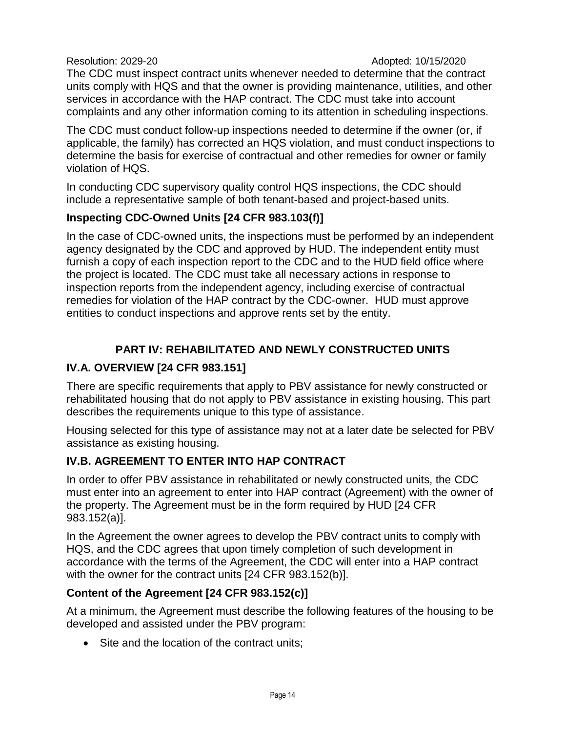The CDC must inspect contract units whenever needed to determine that the contract units comply with HQS and that the owner is providing maintenance, utilities, and other services in accordance with the HAP contract. The CDC must take into account complaints and any other information coming to its attention in scheduling inspections.

The CDC must conduct follow-up inspections needed to determine if the owner (or, if applicable, the family) has corrected an HQS violation, and must conduct inspections to determine the basis for exercise of contractual and other remedies for owner or family violation of HQS.

In conducting CDC supervisory quality control HQS inspections, the CDC should include a representative sample of both tenant-based and project-based units.

### Inspecting CDC-Owned Units [24 CFR 983.103(f)]

In the case of CDC-owned units, the inspections must be performed by an independent agency designated by the CDC and approved by HUD. The independent entity must furnish a copy of each inspection report to the CDC and to the HUD field office where the project is located. The CDC must take all necessary actions in response to inspection reports from the independent agency, including exercise of contractual remedies for violation of the HAP contract by the CDC-owner. HUD must approve entities to conduct inspections and approve rents set by the entity.

## PART IV: REHABILITATED AND NEWLY CONSTRUCTED UNITS

### IV.A. OVERVIEW [24 CFR 983.151]

There are specific requirements that apply to PBV assistance for newly constructed or rehabilitated housing that do not apply to PBV assistance in existing housing. This part describes the requirements unique to this type of assistance.

Housing selected for this type of assistance may not at a later date be selected for PBV assistance as existing housing.

### IV.B. AGREEMENT TO ENTER INTO HAP CONTRACT

In order to offer PBV assistance in rehabilitated or newly constructed units, the CDC must enter into an agreement to enter into HAP contract (Agreement) with the owner of the property. The Agreement must be in the form required by HUD [24 CFR 983.152(a)].

In the Agreement the owner agrees to develop the PBV contract units to comply with HQS, and the CDC agrees that upon timely completion of such development in accordance with the terms of the Agreement, the CDC will enter into a HAP contract with the owner for the contract units [24 CFR 983.152(b)].

### Content of the Agreement [24 CFR 983.152(c)]

At a minimum, the Agreement must describe the following features of the housing to be developed and assisted under the PBV program:

- Site and the location of the contract units;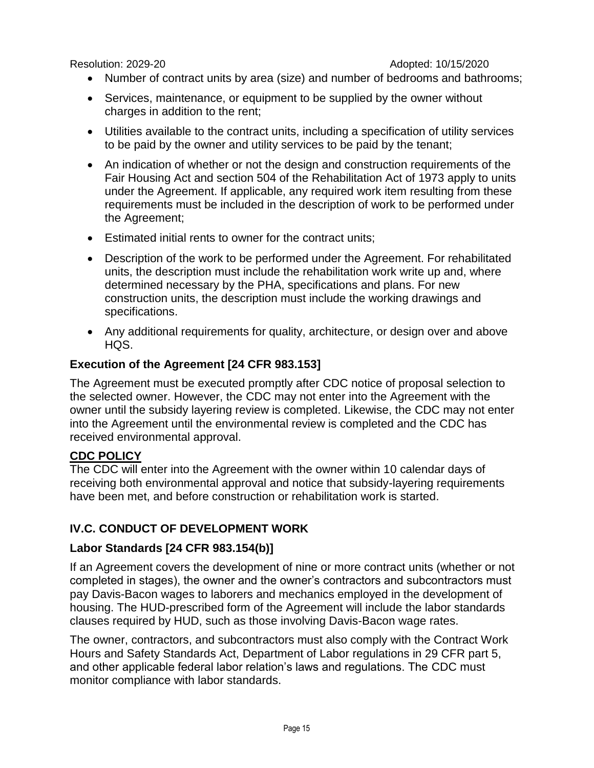- Number of contract units by area (size) and number of bedrooms and bathrooms;
- Services, maintenance, or equipment to be supplied by the owner without charges in addition to the rent;
- Utilities available to the contract units, including a specification of utility services to be paid by the owner and utility services to be paid by the tenant;
- An indication of whether or not the design and construction requirements of the Fair Housing Act and section 504 of the Rehabilitation Act of 1973 apply to units under the Agreement. If applicable, any required work item resulting from these requirements must be included in the description of work to be performed under the Agreement;
- Estimated initial rents to owner for the contract units;
- Description of the work to be performed under the Agreement. For rehabilitated units, the description must include the rehabilitation work write up and, where determined necessary by the PHA, specifications and plans. For new construction units, the description must include the working drawings and specifications.
- Any additional requirements for quality, architecture, or design over and above HQS.

### Execution of the Agreement [24 CFR 983.153]

The Agreement must be executed promptly after CDC notice of proposal selection to the selected owner. However, the CDC may not enter into the Agreement with the owner until the subsidy layering review is completed. Likewise, the CDC may not enter into the Agreement until the environmental review is completed and the CDC has received environmental approval.

**CDC POLICY**

The CDC will enter into the Agreement with the owner within 10 calendar days of receiving both environmental approval and notice that subsidy-layering requirements have been met, and before construction or rehabilitation work is started.

## IV.C. CONDUCT OF DEVELOPMENT WORK

### Labor Standards [24 CFR 983.154(b)]

If an Agreement covers the development of nine or more contract units (whether or not completed in stages), the owner and the owner's contractors and subcontractors must pay Davis-Bacon wages to laborers and mechanics employed in the development of housing. The HUD-prescribed form of the Agreement will include the labor standards clauses required by HUD, such as those involving Davis-Bacon wage rates.

The owner, contractors, and subcontractors must also comply with the Contract Work Hours and Safety Standards Act, Department of Labor regulations in 29 CFR part 5, and other applicable federal labor relation's laws and regulations. The CDC must monitor compliance with labor standards.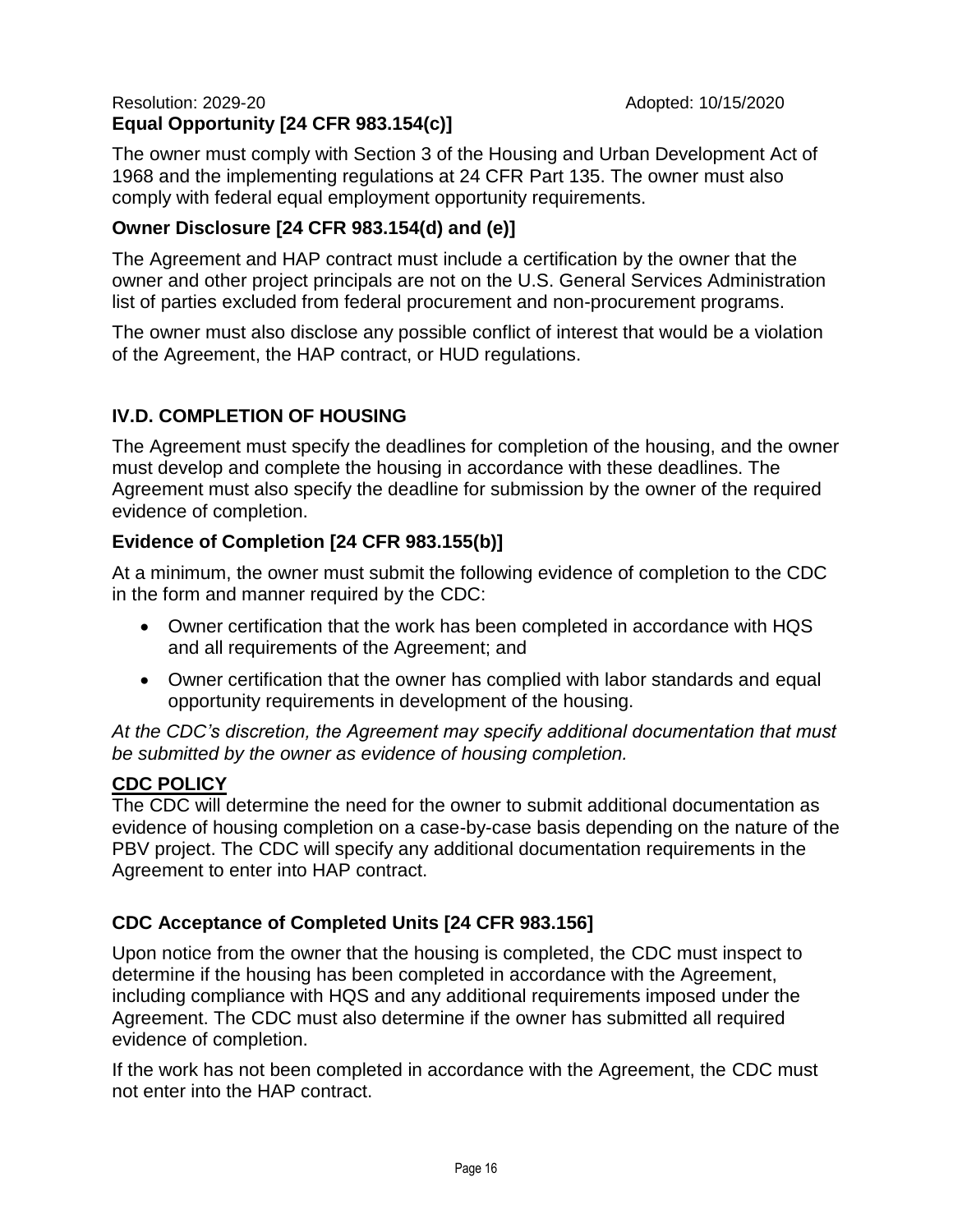Resolution: 2029-20 Adopted: 10/15/2020

### Equal Opportunity [24 CFR 983.154(c)]

The owner must comply with Section 3 of the Housing and Urban Development Act of 1968 and the implementing regulations at 24 CFR Part 135. The owner must also comply with federal equal employment opportunity requirements.

### Owner Disclosure [24 CFR 983.154(d) and (e)]

The Agreement and HAP contract must include a certification by the owner that the owner and other project principals are not on the U.S. General Services Administration list of parties excluded from federal procurement and non-procurement programs.

The owner must also disclose any possible conflict of interest that would be a violation of the Agreement, the HAP contract, or HUD regulations.

## IV.D. COMPLETION OF HOUSING

The Agreement must specify the deadlines for completion of the housing, and the owner must develop and complete the housing in accordance with these deadlines. The Agreement must also specify the deadline for submission by the owner of the required evidence of completion.

### Evidence of Completion [24 CFR 983.155(b)]

At a minimum, the owner must submit the following evidence of completion to the CDC in the form and manner required by the CDC:

- Owner certification that the work has been completed in accordance with HQS and all requirements of the Agreement; and
- Owner certification that the owner has complied with labor standards and equal opportunity requirements in development of the housing.

*At the CDC's discretion, the Agreement may specify additional documentation that must be submitted by the owner as evidence of housing completion.*

**CDC POLICY**

The CDC will determine the need for the owner to submit additional documentation as evidence of housing completion on a case-by-case basis depending on the nature of the PBV project. The CDC will specify any additional documentation requirements in the Agreement to enter into HAP contract.

### CDC Acceptance of Completed Units [24 CFR 983.156]

Upon notice from the owner that the housing is completed, the CDC must inspect to determine if the housing has been completed in accordance with the Agreement, including compliance with HQS and any additional requirements imposed under the Agreement. The CDC must also determine if the owner has submitted all required evidence of completion.

If the work has not been completed in accordance with the Agreement, the CDC must not enter into the HAP contract.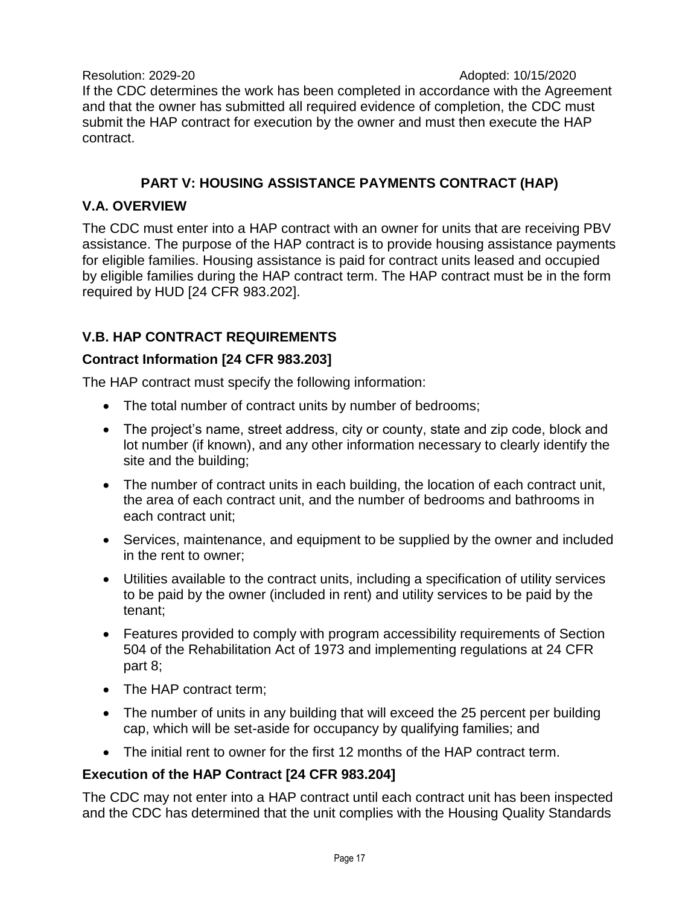If the CDC determines the work has been completed in accordance with the Agreement and that the owner has submitted all required evidence of completion, the CDC must submit the HAP contract for execution by the owner and must then execute the HAP contract.

## PART V: HOUSING ASSISTANCE PAYMENTS CONTRACT (HAP)

### V.A. OVERVIEW

The CDC must enter into a HAP contract with an owner for units that are receiving PBV assistance. The purpose of the HAP contract is to provide housing assistance payments for eligible families. Housing assistance is paid for contract units leased and occupied by eligible families during the HAP contract term. The HAP contract must be in the form required by HUD [24 CFR 983.202].

### V.B. HAP CONTRACT REQUIREMENTS

#### Contract Information [24 CFR 983.203]

The HAP contract must specify the following information:

- The total number of contract units by number of bedrooms;
- The project's name, street address, city or county, state and zip code, block and lot number (if known), and any other information necessary to clearly identify the site and the building;
- The number of contract units in each building, the location of each contract unit, the area of each contract unit, and the number of bedrooms and bathrooms in each contract unit;
- Services, maintenance, and equipment to be supplied by the owner and included in the rent to owner;
- Utilities available to the contract units, including a specification of utility services to be paid by the owner (included in rent) and utility services to be paid by the tenant;
- Features provided to comply with program accessibility requirements of Section 504 of the Rehabilitation Act of 1973 and implementing regulations at 24 CFR part 8;
- The HAP contract term;
- The number of units in any building that will exceed the 25 percent per building cap, which will be set-aside for occupancy by qualifying families; and
- The initial rent to owner for the first 12 months of the HAP contract term.

#### Execution of the HAP Contract [24 CFR 983.204]

The CDC may not enter into a HAP contract until each contract unit has been inspected and the CDC has determined that the unit complies with the Housing Quality Standards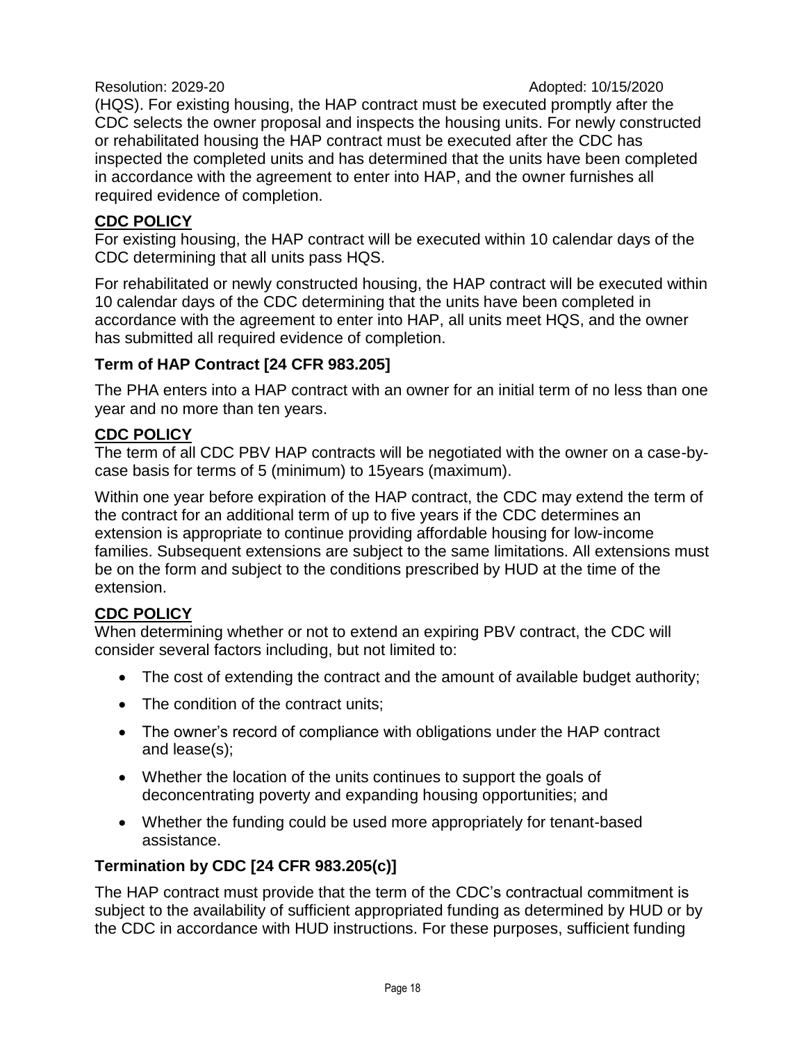(HQS). For existing housing, the HAP contract must be executed promptly after the CDC selects the owner proposal and inspects the housing units. For newly constructed or rehabilitated housing the HAP contract must be executed after the CDC has inspected the completed units and has determined that the units have been completed in accordance with the agreement to enter into HAP, and the owner furnishes all required evidence of completion.

**CDC POLICY**

For existing housing, the HAP contract will be executed within 10 calendar days of the CDC determining that all units pass HQS.

For rehabilitated or newly constructed housing, the HAP contract will be executed within 10 calendar days of the CDC determining that the units have been completed in accordance with the agreement to enter into HAP, all units meet HQS, and the owner has submitted all required evidence of completion.

### Term of HAP Contract [24 CFR 983.205]

The PHA enters into a HAP contract with an owner for an initial term of no less than one year and no more than ten years.

**CDC POLICY**

The term of all CDC PBV HAP contracts will be negotiated with the owner on a case-by-case basis for terms of 5 (minimum) to 15years (maximum).

Within one year before expiration of the HAP contract, the CDC may extend the term of the contract for an additional term of up to five years if the CDC determines an extension is appropriate to continue providing affordable housing for low-income families. Subsequent extensions are subject to the same limitations. All extensions must be on the form and subject to the conditions prescribed by HUD at the time of the extension.

**CDC POLICY**

When determining whether or not to extend an expiring PBV contract, the CDC will consider several factors including, but not limited to:

- The cost of extending the contract and the amount of available budget authority;
- The condition of the contract units;
- The owner's record of compliance with obligations under the HAP contract and lease(s);
- Whether the location of the units continues to support the goals of deconcentrating poverty and expanding housing opportunities; and
- Whether the funding could be used more appropriately for tenant-based assistance.

### Termination by CDC [24 CFR 983.205(c)]

The HAP contract must provide that the term of the CDC's contractual commitment is subject to the availability of sufficient appropriated funding as determined by HUD or by the CDC in accordance with HUD instructions. For these purposes, sufficient funding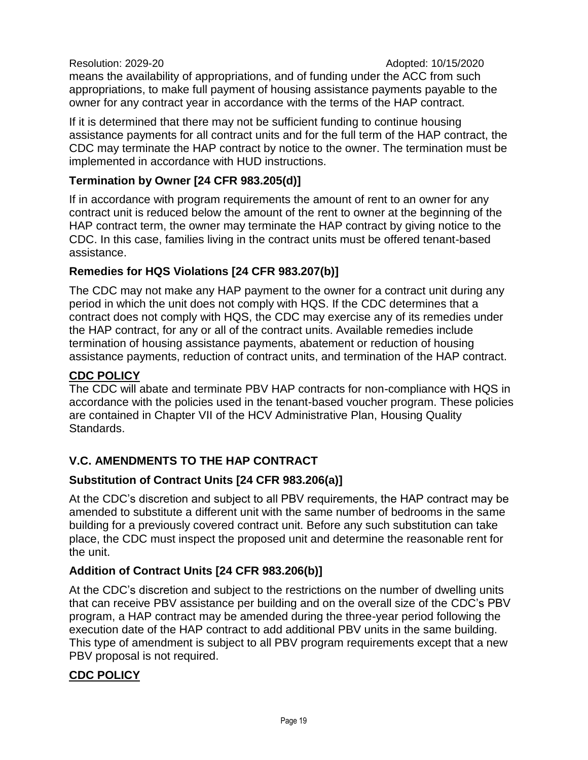means the availability of appropriations, and of funding under the ACC from such appropriations, to make full payment of housing assistance payments payable to the owner for any contract year in accordance with the terms of the HAP contract.

If it is determined that there may not be sufficient funding to continue housing assistance payments for all contract units and for the full term of the HAP contract, the CDC may terminate the HAP contract by notice to the owner. The termination must be implemented in accordance with HUD instructions.

### Termination by Owner [24 CFR 983.205(d)]

If in accordance with program requirements the amount of rent to an owner for any contract unit is reduced below the amount of the rent to owner at the beginning of the HAP contract term, the owner may terminate the HAP contract by giving notice to the CDC. In this case, families living in the contract units must be offered tenant-based assistance.

### Remedies for HQS Violations [24 CFR 983.207(b)]

The CDC may not make any HAP payment to the owner for a contract unit during any period in which the unit does not comply with HQS. If the CDC determines that a contract does not comply with HQS, the CDC may exercise any of its remedies under the HAP contract, for any or all of the contract units. Available remedies include termination of housing assistance payments, abatement or reduction of housing assistance payments, reduction of contract units, and termination of the HAP contract.

**CDC POLICY**

The CDC will abate and terminate PBV HAP contracts for non-compliance with HQS in accordance with the policies used in the tenant-based voucher program. These policies are contained in Chapter VII of the HCV Administrative Plan, Housing Quality Standards.

## V.C. AMENDMENTS TO THE HAP CONTRACT

### Substitution of Contract Units [24 CFR 983.206(a)]

At the CDC's discretion and subject to all PBV requirements, the HAP contract may be amended to substitute a different unit with the same number of bedrooms in the same building for a previously covered contract unit. Before any such substitution can take place, the CDC must inspect the proposed unit and determine the reasonable rent for the unit.

### Addition of Contract Units [24 CFR 983.206(b)]

At the CDC's discretion and subject to the restrictions on the number of dwelling units that can receive PBV assistance per building and on the overall size of the CDC's PBV program, a HAP contract may be amended during the three-year period following the execution date of the HAP contract to add additional PBV units in the same building. This type of amendment is subject to all PBV program requirements except that a new PBV proposal is not required.

**CDC POLICY**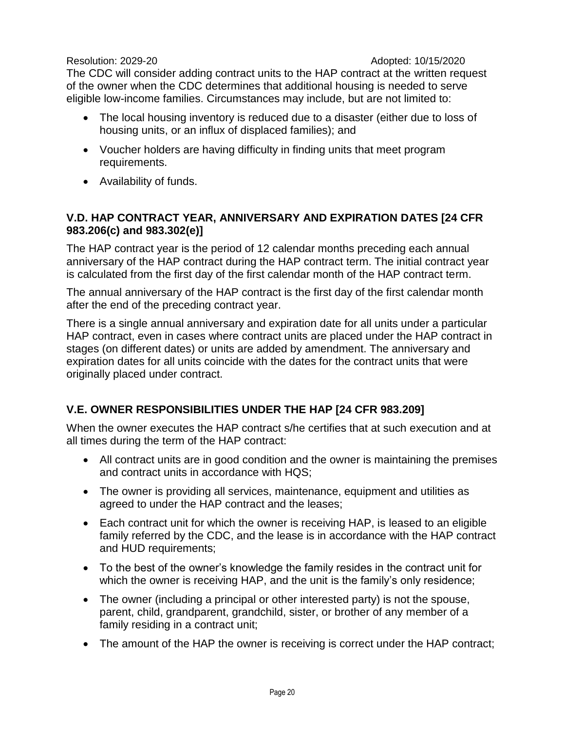The CDC will consider adding contract units to the HAP contract at the written request of the owner when the CDC determines that additional housing is needed to serve eligible low-income families. Circumstances may include, but are not limited to:

- The local housing inventory is reduced due to a disaster (either due to loss of housing units, or an influx of displaced families); and
- Voucher holders are having difficulty in finding units that meet program requirements.
- Availability of funds.

## V.D. HAP CONTRACT YEAR, ANNIVERSARY AND EXPIRATION DATES [24 CFR 983.206(c) and 983.302(e)]

The HAP contract year is the period of 12 calendar months preceding each annual anniversary of the HAP contract during the HAP contract term. The initial contract year is calculated from the first day of the first calendar month of the HAP contract term.

The annual anniversary of the HAP contract is the first day of the first calendar month after the end of the preceding contract year.

There is a single annual anniversary and expiration date for all units under a particular HAP contract, even in cases where contract units are placed under the HAP contract in stages (on different dates) or units are added by amendment. The anniversary and expiration dates for all units coincide with the dates for the contract units that were originally placed under contract.

## V.E. OWNER RESPONSIBILITIES UNDER THE HAP [24 CFR 983.209]

When the owner executes the HAP contract s/he certifies that at such execution and at all times during the term of the HAP contract:

- All contract units are in good condition and the owner is maintaining the premises and contract units in accordance with HQS;
- The owner is providing all services, maintenance, equipment and utilities as agreed to under the HAP contract and the leases;
- Each contract unit for which the owner is receiving HAP, is leased to an eligible family referred by the CDC, and the lease is in accordance with the HAP contract and HUD requirements;
- To the best of the owner's knowledge the family resides in the contract unit for which the owner is receiving HAP, and the unit is the family's only residence;
- The owner (including a principal or other interested party) is not the spouse, parent, child, grandparent, grandchild, sister, or brother of any member of a family residing in a contract unit;
- The amount of the HAP the owner is receiving is correct under the HAP contract;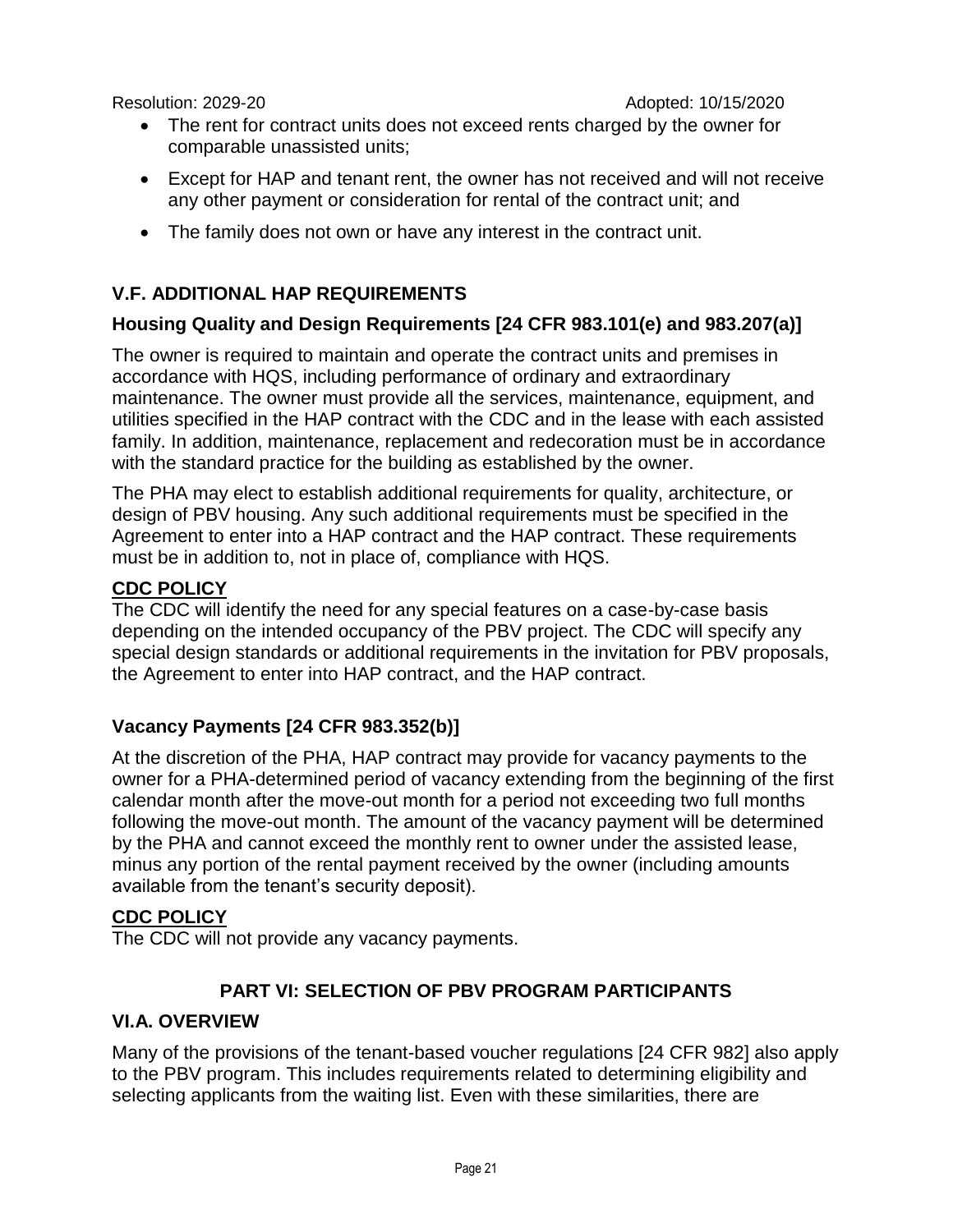- The rent for contract units does not exceed rents charged by the owner for comparable unassisted units;
- Except for HAP and tenant rent, the owner has not received and will not receive any other payment or consideration for rental of the contract unit; and
- The family does not own or have any interest in the contract unit.

## V.F. ADDITIONAL HAP REQUIREMENTS

### Housing Quality and Design Requirements [24 CFR 983.101(e) and 983.207(a)]

The owner is required to maintain and operate the contract units and premises in accordance with HQS, including performance of ordinary and extraordinary maintenance. The owner must provide all the services, maintenance, equipment, and utilities specified in the HAP contract with the CDC and in the lease with each assisted family. In addition, maintenance, replacement and redecoration must be in accordance with the standard practice for the building as established by the owner.

The PHA may elect to establish additional requirements for quality, architecture, or design of PBV housing. Any such additional requirements must be specified in the Agreement to enter into a HAP contract and the HAP contract. These requirements must be in addition to, not in place of, compliance with HQS.

**CDC POLICY**
The CDC will identify the need for any special features on a case-by-case basis depending on the intended occupancy of the PBV project. The CDC will specify any special design standards or additional requirements in the invitation for PBV proposals, the Agreement to enter into HAP contract, and the HAP contract.

### Vacancy Payments [24 CFR 983.352(b)]

At the discretion of the PHA, HAP contract may provide for vacancy payments to the owner for a PHA-determined period of vacancy extending from the beginning of the first calendar month after the move-out month for a period not exceeding two full months following the move-out month. The amount of the vacancy payment will be determined by the PHA and cannot exceed the monthly rent to owner under the assisted lease, minus any portion of the rental payment received by the owner (including amounts available from the tenant's security deposit).

**CDC POLICY**
The CDC will not provide any vacancy payments.

# PART VI: SELECTION OF PBV PROGRAM PARTICIPANTS

## VI.A. OVERVIEW

Many of the provisions of the tenant-based voucher regulations [24 CFR 982] also apply to the PBV program. This includes requirements related to determining eligibility and selecting applicants from the waiting list. Even with these similarities, there are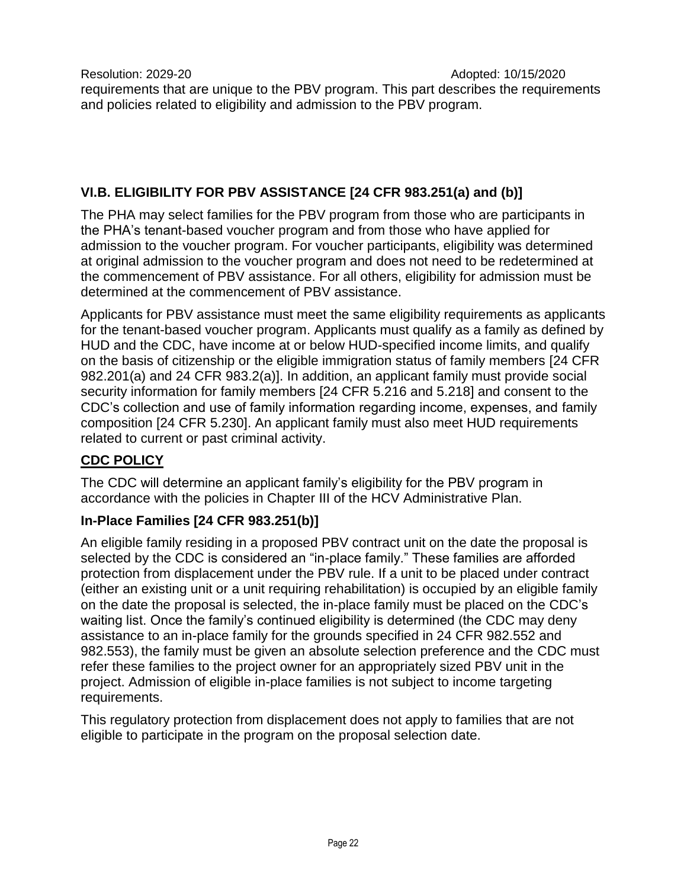requirements that are unique to the PBV program. This part describes the requirements and policies related to eligibility and admission to the PBV program.

## VI.B. ELIGIBILITY FOR PBV ASSISTANCE [24 CFR 983.251(a) and (b)]

The PHA may select families for the PBV program from those who are participants in the PHA's tenant-based voucher program and from those who have applied for admission to the voucher program. For voucher participants, eligibility was determined at original admission to the voucher program and does not need to be redetermined at the commencement of PBV assistance. For all others, eligibility for admission must be determined at the commencement of PBV assistance.

Applicants for PBV assistance must meet the same eligibility requirements as applicants for the tenant-based voucher program. Applicants must qualify as a family as defined by HUD and the CDC, have income at or below HUD-specified income limits, and qualify on the basis of citizenship or the eligible immigration status of family members [24 CFR 982.201(a) and 24 CFR 983.2(a)]. In addition, an applicant family must provide social security information for family members [24 CFR 5.216 and 5.218] and consent to the CDC's collection and use of family information regarding income, expenses, and family composition [24 CFR 5.230]. An applicant family must also meet HUD requirements related to current or past criminal activity.

**CDC POLICY**

The CDC will determine an applicant family's eligibility for the PBV program in accordance with the policies in Chapter III of the HCV Administrative Plan.

### In-Place Families [24 CFR 983.251(b)]

An eligible family residing in a proposed PBV contract unit on the date the proposal is selected by the CDC is considered an "in-place family." These families are afforded protection from displacement under the PBV rule. If a unit to be placed under contract (either an existing unit or a unit requiring rehabilitation) is occupied by an eligible family on the date the proposal is selected, the in-place family must be placed on the CDC's waiting list. Once the family's continued eligibility is determined (the CDC may deny assistance to an in-place family for the grounds specified in 24 CFR 982.552 and 982.553), the family must be given an absolute selection preference and the CDC must refer these families to the project owner for an appropriately sized PBV unit in the project. Admission of eligible in-place families is not subject to income targeting requirements.

This regulatory protection from displacement does not apply to families that are not eligible to participate in the program on the proposal selection date.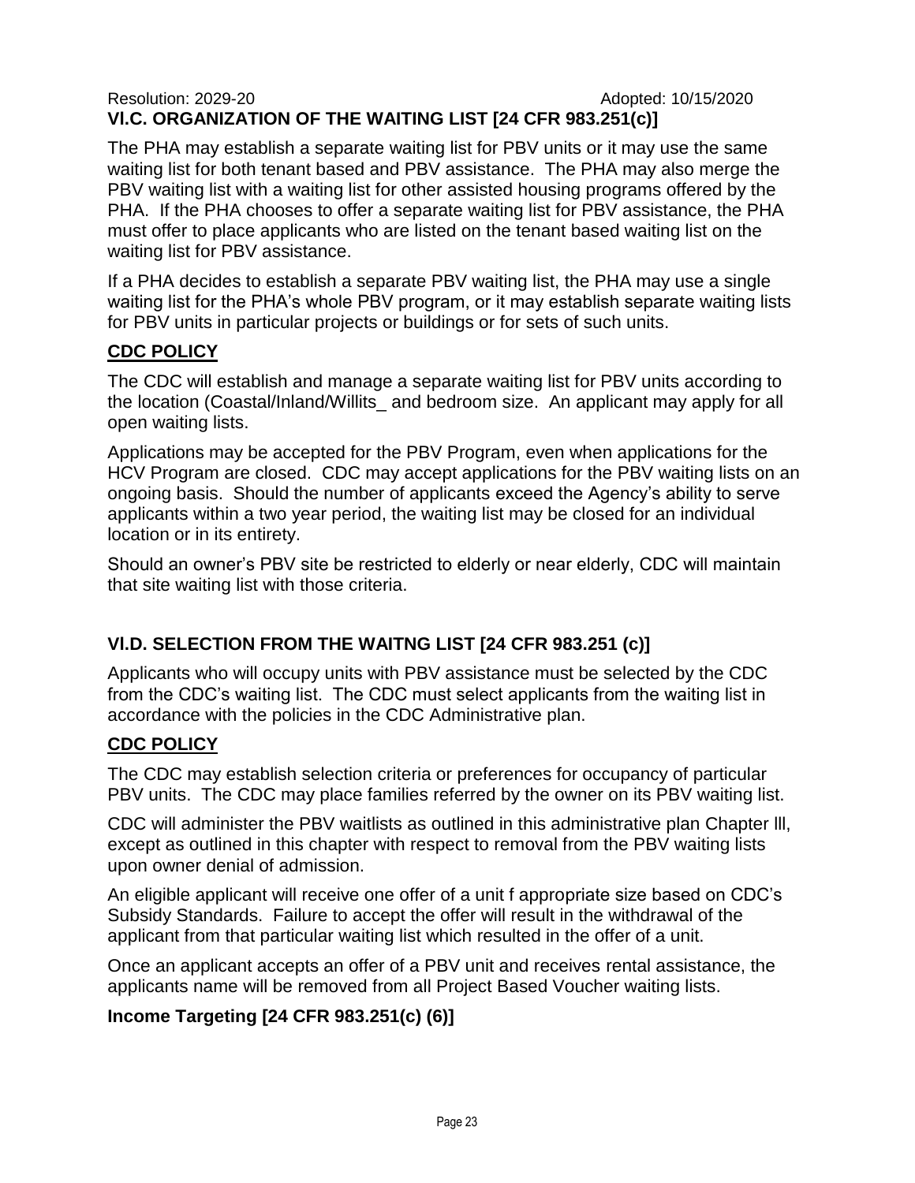Resolution: 2029-20 Adopted: 10/15/2020

## VI.C. ORGANIZATION OF THE WAITING LIST [24 CFR 983.251(c)]

The PHA may establish a separate waiting list for PBV units or it may use the same waiting list for both tenant based and PBV assistance. The PHA may also merge the PBV waiting list with a waiting list for other assisted housing programs offered by the PHA. If the PHA chooses to offer a separate waiting list for PBV assistance, the PHA must offer to place applicants who are listed on the tenant based waiting list on the waiting list for PBV assistance.

If a PHA decides to establish a separate PBV waiting list, the PHA may use a single waiting list for the PHA's whole PBV program, or it may establish separate waiting lists for PBV units in particular projects or buildings or for sets of such units.

**CDC POLICY**

The CDC will establish and manage a separate waiting list for PBV units according to the location (Coastal/Inland/Willits_ and bedroom size. An applicant may apply for all open waiting lists.

Applications may be accepted for the PBV Program, even when applications for the HCV Program are closed. CDC may accept applications for the PBV waiting lists on an ongoing basis. Should the number of applicants exceed the Agency's ability to serve applicants within a two year period, the waiting list may be closed for an individual location or in its entirety.

Should an owner's PBV site be restricted to elderly or near elderly, CDC will maintain that site waiting list with those criteria.

## VI.D. SELECTION FROM THE WAITNG LIST [24 CFR 983.251 (c)]

Applicants who will occupy units with PBV assistance must be selected by the CDC from the CDC's waiting list. The CDC must select applicants from the waiting list in accordance with the policies in the CDC Administrative plan.

**CDC POLICY**

The CDC may establish selection criteria or preferences for occupancy of particular PBV units. The CDC may place families referred by the owner on its PBV waiting list.

CDC will administer the PBV waitlists as outlined in this administrative plan Chapter lll, except as outlined in this chapter with respect to removal from the PBV waiting lists upon owner denial of admission.

An eligible applicant will receive one offer of a unit f appropriate size based on CDC's Subsidy Standards. Failure to accept the offer will result in the withdrawal of the applicant from that particular waiting list which resulted in the offer of a unit.

Once an applicant accepts an offer of a PBV unit and receives rental assistance, the applicants name will be removed from all Project Based Voucher waiting lists.

### Income Targeting [24 CFR 983.251(c) (6)]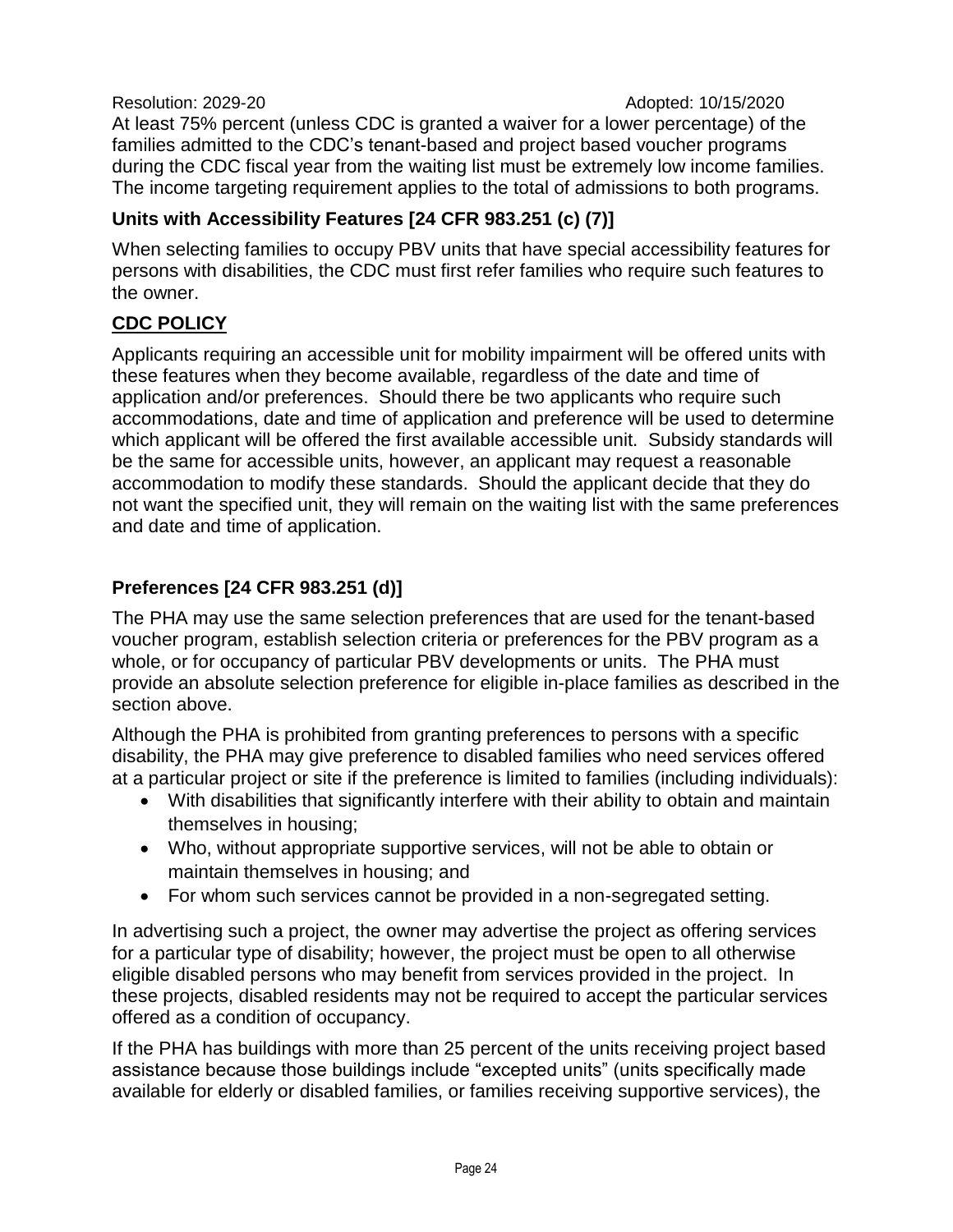At least 75% percent (unless CDC is granted a waiver for a lower percentage) of the families admitted to the CDC's tenant-based and project based voucher programs during the CDC fiscal year from the waiting list must be extremely low income families. The income targeting requirement applies to the total of admissions to both programs.

### Units with Accessibility Features [24 CFR 983.251 (c) (7)]

When selecting families to occupy PBV units that have special accessibility features for persons with disabilities, the CDC must first refer families who require such features to the owner.

**CDC POLICY**

Applicants requiring an accessible unit for mobility impairment will be offered units with these features when they become available, regardless of the date and time of application and/or preferences. Should there be two applicants who require such accommodations, date and time of application and preference will be used to determine which applicant will be offered the first available accessible unit. Subsidy standards will be the same for accessible units, however, an applicant may request a reasonable accommodation to modify these standards. Should the applicant decide that they do not want the specified unit, they will remain on the waiting list with the same preferences and date and time of application.

### Preferences [24 CFR 983.251 (d)]

The PHA may use the same selection preferences that are used for the tenant-based voucher program, establish selection criteria or preferences for the PBV program as a whole, or for occupancy of particular PBV developments or units. The PHA must provide an absolute selection preference for eligible in-place families as described in the section above.

Although the PHA is prohibited from granting preferences to persons with a specific disability, the PHA may give preference to disabled families who need services offered at a particular project or site if the preference is limited to families (including individuals):

- With disabilities that significantly interfere with their ability to obtain and maintain themselves in housing;
- Who, without appropriate supportive services, will not be able to obtain or maintain themselves in housing; and
- For whom such services cannot be provided in a non-segregated setting.

In advertising such a project, the owner may advertise the project as offering services for a particular type of disability; however, the project must be open to all otherwise eligible disabled persons who may benefit from services provided in the project. In these projects, disabled residents may not be required to accept the particular services offered as a condition of occupancy.

If the PHA has buildings with more than 25 percent of the units receiving project based assistance because those buildings include "excepted units" (units specifically made available for elderly or disabled families, or families receiving supportive services), the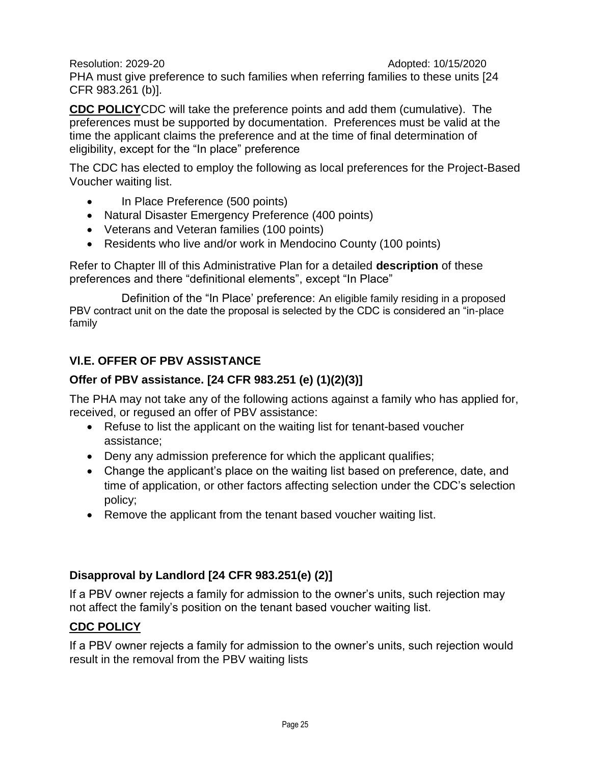PHA must give preference to such families when referring families to these units [24 CFR 983.261 (b)].

**CDC POLICY**CDC will take the preference points and add them (cumulative). The preferences must be supported by documentation. Preferences must be valid at the time the applicant claims the preference and at the time of final determination of eligibility, except for the "In place" preference

The CDC has elected to employ the following as local preferences for the Project-Based Voucher waiting list.

- In Place Preference (500 points)
- Natural Disaster Emergency Preference (400 points)
- Veterans and Veteran families (100 points)
- Residents who live and/or work in Mendocino County (100 points)

Refer to Chapter lll of this Administrative Plan for a detailed **description** of these preferences and there "definitional elements", except "In Place"

Definition of the "In Place' preference: An eligible family residing in a proposed PBV contract unit on the date the proposal is selected by the CDC is considered an "in-place family

### Vl.E. OFFER OF PBV ASSISTANCE

### Offer of PBV assistance. [24 CFR 983.251 (e) (1)(2)(3)]

The PHA may not take any of the following actions against a family who has applied for, received, or regused an offer of PBV assistance:

- Refuse to list the applicant on the waiting list for tenant-based voucher assistance;
- Deny any admission preference for which the applicant qualifies;
- Change the applicant's place on the waiting list based on preference, date, and time of application, or other factors affecting selection under the CDC's selection policy;
- Remove the applicant from the tenant based voucher waiting list.

### Disapproval by Landlord [24 CFR 983.251(e) (2)]

If a PBV owner rejects a family for admission to the owner's units, such rejection may not affect the family's position on the tenant based voucher waiting list.

**CDC POLICY**

If a PBV owner rejects a family for admission to the owner's units, such rejection would result in the removal from the PBV waiting lists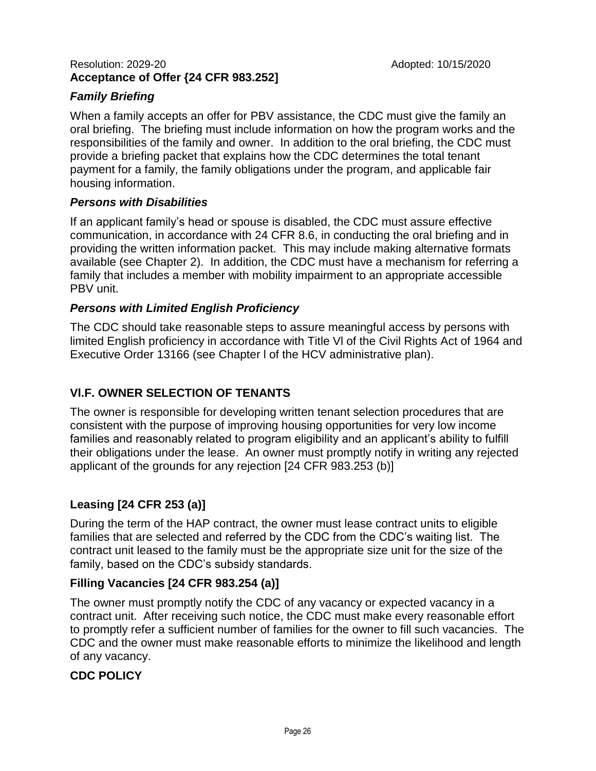Resolution: 2029-20 Adopted: 10/15/2020

**Acceptance of Offer {24 CFR 983.252]**

***Family Briefing***

When a family accepts an offer for PBV assistance, the CDC must give the family an oral briefing. The briefing must include information on how the program works and the responsibilities of the family and owner. In addition to the oral briefing, the CDC must provide a briefing packet that explains how the CDC determines the total tenant payment for a family, the family obligations under the program, and applicable fair housing information.

***Persons with Disabilities***

If an applicant family's head or spouse is disabled, the CDC must assure effective communication, in accordance with 24 CFR 8.6, in conducting the oral briefing and in providing the written information packet. This may include making alternative formats available (see Chapter 2). In addition, the CDC must have a mechanism for referring a family that includes a member with mobility impairment to an appropriate accessible PBV unit.

***Persons with Limited English Proficiency***

The CDC should take reasonable steps to assure meaningful access by persons with limited English proficiency in accordance with Title Vl of the Civil Rights Act of 1964 and Executive Order 13166 (see Chapter l of the HCV administrative plan).

## Vl.F. OWNER SELECTION OF TENANTS

The owner is responsible for developing written tenant selection procedures that are consistent with the purpose of improving housing opportunities for very low income families and reasonably related to program eligibility and an applicant's ability to fulfill their obligations under the lease. An owner must promptly notify in writing any rejected applicant of the grounds for any rejection [24 CFR 983.253 (b)]

### Leasing [24 CFR 253 (a)]

During the term of the HAP contract, the owner must lease contract units to eligible families that are selected and referred by the CDC from the CDC's waiting list. The contract unit leased to the family must be the appropriate size unit for the size of the family, based on the CDC's subsidy standards.

### Filling Vacancies [24 CFR 983.254 (a)]

The owner must promptly notify the CDC of any vacancy or expected vacancy in a contract unit. After receiving such notice, the CDC must make every reasonable effort to promptly refer a sufficient number of families for the owner to fill such vacancies. The CDC and the owner must make reasonable efforts to minimize the likelihood and length of any vacancy.

### CDC POLICY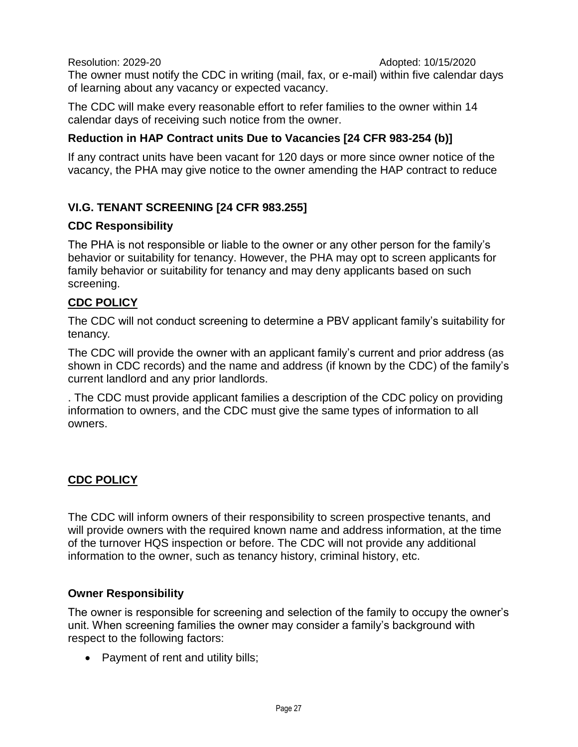The owner must notify the CDC in writing (mail, fax, or e-mail) within five calendar days of learning about any vacancy or expected vacancy.

The CDC will make every reasonable effort to refer families to the owner within 14 calendar days of receiving such notice from the owner.

### Reduction in HAP Contract units Due to Vacancies [24 CFR 983-254 (b)]

If any contract units have been vacant for 120 days or more since owner notice of the vacancy, the PHA may give notice to the owner amending the HAP contract to reduce

## VI.G. TENANT SCREENING [24 CFR 983.255]

### CDC Responsibility

The PHA is not responsible or liable to the owner or any other person for the family's behavior or suitability for tenancy. However, the PHA may opt to screen applicants for family behavior or suitability for tenancy and may deny applicants based on such screening.

**<u>CDC POLICY</u>**

The CDC will not conduct screening to determine a PBV applicant family's suitability for tenancy.

The CDC will provide the owner with an applicant family's current and prior address (as shown in CDC records) and the name and address (if known by the CDC) of the family's current landlord and any prior landlords.

. The CDC must provide applicant families a description of the CDC policy on providing information to owners, and the CDC must give the same types of information to all owners.

**<u>CDC POLICY</u>**

The CDC will inform owners of their responsibility to screen prospective tenants, and will provide owners with the required known name and address information, at the time of the turnover HQS inspection or before. The CDC will not provide any additional information to the owner, such as tenancy history, criminal history, etc.

### Owner Responsibility

The owner is responsible for screening and selection of the family to occupy the owner's unit. When screening families the owner may consider a family's background with respect to the following factors:

- Payment of rent and utility bills;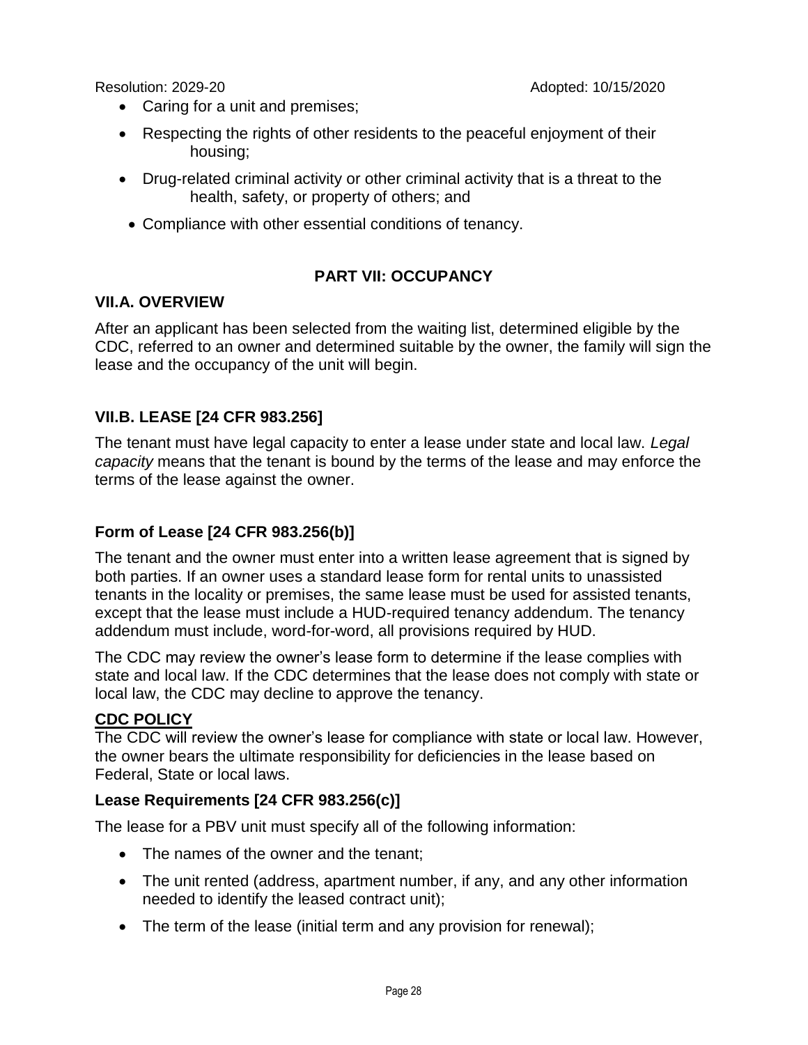- Caring for a unit and premises;
- Respecting the rights of other residents to the peaceful enjoyment of their housing;
- Drug-related criminal activity or other criminal activity that is a threat to the health, safety, or property of others; and
- Compliance with other essential conditions of tenancy.

## PART VII: OCCUPANCY

### VII.A. OVERVIEW

After an applicant has been selected from the waiting list, determined eligible by the CDC, referred to an owner and determined suitable by the owner, the family will sign the lease and the occupancy of the unit will begin.

### VII.B. LEASE [24 CFR 983.256]

The tenant must have legal capacity to enter a lease under state and local law. *Legal capacity* means that the tenant is bound by the terms of the lease and may enforce the terms of the lease against the owner.

#### Form of Lease [24 CFR 983.256(b)]

The tenant and the owner must enter into a written lease agreement that is signed by both parties. If an owner uses a standard lease form for rental units to unassisted tenants in the locality or premises, the same lease must be used for assisted tenants, except that the lease must include a HUD-required tenancy addendum. The tenancy addendum must include, word-for-word, all provisions required by HUD.

The CDC may review the owner's lease form to determine if the lease complies with state and local law. If the CDC determines that the lease does not comply with state or local law, the CDC may decline to approve the tenancy.

**CDC POLICY**

The CDC will review the owner's lease for compliance with state or local law. However, the owner bears the ultimate responsibility for deficiencies in the lease based on Federal, State or local laws.

#### Lease Requirements [24 CFR 983.256(c)]

The lease for a PBV unit must specify all of the following information:

- The names of the owner and the tenant;
- The unit rented (address, apartment number, if any, and any other information needed to identify the leased contract unit);
- The term of the lease (initial term and any provision for renewal);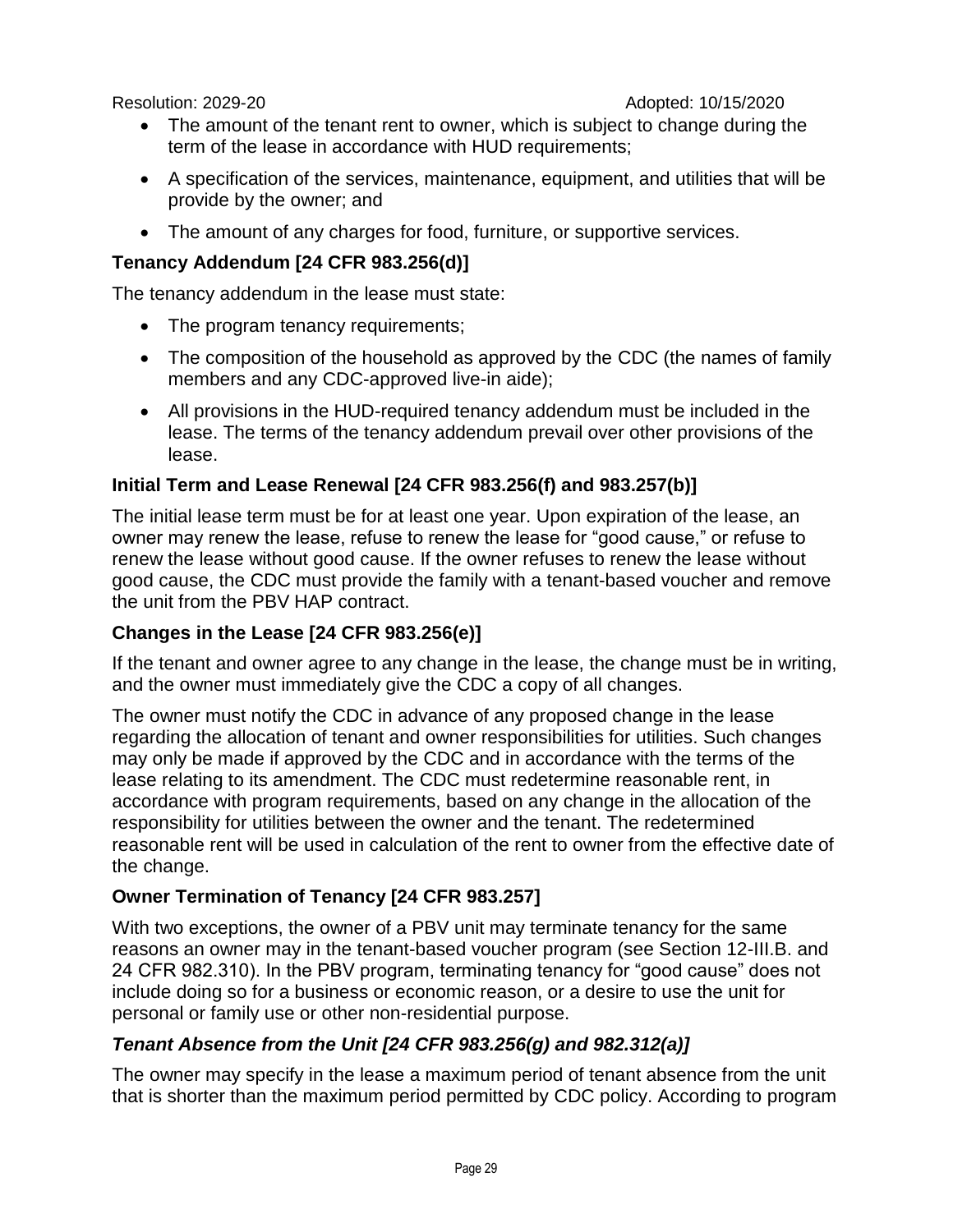- The amount of the tenant rent to owner, which is subject to change during the term of the lease in accordance with HUD requirements;
- A specification of the services, maintenance, equipment, and utilities that will be provide by the owner; and
- The amount of any charges for food, furniture, or supportive services.

### Tenancy Addendum [24 CFR 983.256(d)]

The tenancy addendum in the lease must state:

- The program tenancy requirements;
- The composition of the household as approved by the CDC (the names of family members and any CDC-approved live-in aide);
- All provisions in the HUD-required tenancy addendum must be included in the lease. The terms of the tenancy addendum prevail over other provisions of the lease.

### Initial Term and Lease Renewal [24 CFR 983.256(f) and 983.257(b)]

The initial lease term must be for at least one year. Upon expiration of the lease, an owner may renew the lease, refuse to renew the lease for "good cause," or refuse to renew the lease without good cause. If the owner refuses to renew the lease without good cause, the CDC must provide the family with a tenant-based voucher and remove the unit from the PBV HAP contract.

### Changes in the Lease [24 CFR 983.256(e)]

If the tenant and owner agree to any change in the lease, the change must be in writing, and the owner must immediately give the CDC a copy of all changes.

The owner must notify the CDC in advance of any proposed change in the lease regarding the allocation of tenant and owner responsibilities for utilities. Such changes may only be made if approved by the CDC and in accordance with the terms of the lease relating to its amendment. The CDC must redetermine reasonable rent, in accordance with program requirements, based on any change in the allocation of the responsibility for utilities between the owner and the tenant. The redetermined reasonable rent will be used in calculation of the rent to owner from the effective date of the change.

### Owner Termination of Tenancy [24 CFR 983.257]

With two exceptions, the owner of a PBV unit may terminate tenancy for the same reasons an owner may in the tenant-based voucher program (see Section 12-III.B. and 24 CFR 982.310). In the PBV program, terminating tenancy for "good cause" does not include doing so for a business or economic reason, or a desire to use the unit for personal or family use or other non-residential purpose.

### *Tenant Absence from the Unit [24 CFR 983.256(g) and 982.312(a)]*

The owner may specify in the lease a maximum period of tenant absence from the unit that is shorter than the maximum period permitted by CDC policy. According to program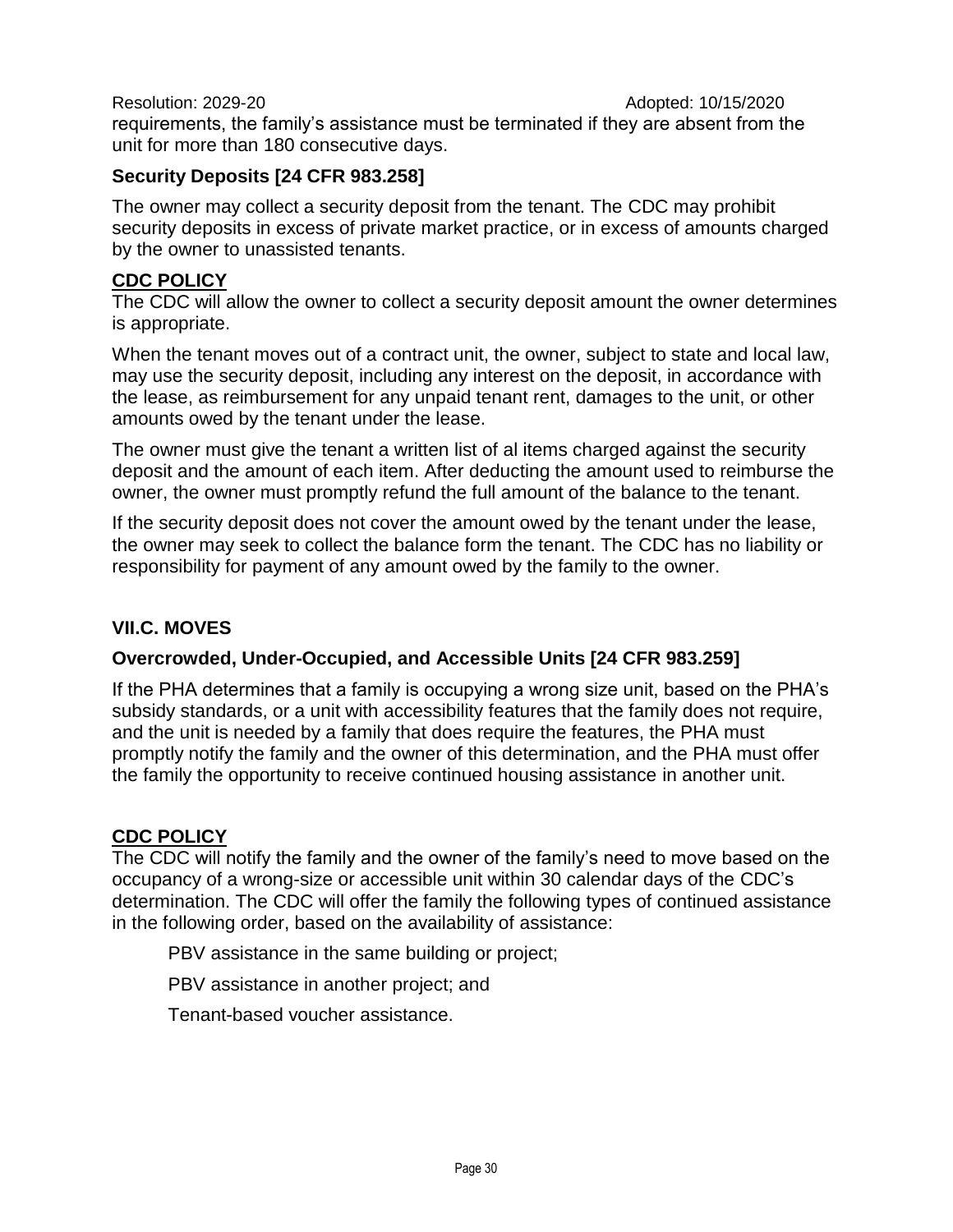requirements, the family's assistance must be terminated if they are absent from the unit for more than 180 consecutive days.

### Security Deposits [24 CFR 983.258]

The owner may collect a security deposit from the tenant. The CDC may prohibit security deposits in excess of private market practice, or in excess of amounts charged by the owner to unassisted tenants.

**CDC POLICY**

The CDC will allow the owner to collect a security deposit amount the owner determines is appropriate.

When the tenant moves out of a contract unit, the owner, subject to state and local law, may use the security deposit, including any interest on the deposit, in accordance with the lease, as reimbursement for any unpaid tenant rent, damages to the unit, or other amounts owed by the tenant under the lease.

The owner must give the tenant a written list of al items charged against the security deposit and the amount of each item. After deducting the amount used to reimburse the owner, the owner must promptly refund the full amount of the balance to the tenant.

If the security deposit does not cover the amount owed by the tenant under the lease, the owner may seek to collect the balance form the tenant. The CDC has no liability or responsibility for payment of any amount owed by the family to the owner.

## VII.C. MOVES

### Overcrowded, Under-Occupied, and Accessible Units [24 CFR 983.259]

If the PHA determines that a family is occupying a wrong size unit, based on the PHA's subsidy standards, or a unit with accessibility features that the family does not require, and the unit is needed by a family that does require the features, the PHA must promptly notify the family and the owner of this determination, and the PHA must offer the family the opportunity to receive continued housing assistance in another unit.

**CDC POLICY**

The CDC will notify the family and the owner of the family's need to move based on the occupancy of a wrong-size or accessible unit within 30 calendar days of the CDC's determination. The CDC will offer the family the following types of continued assistance in the following order, based on the availability of assistance:

PBV assistance in the same building or project;

PBV assistance in another project; and

Tenant-based voucher assistance.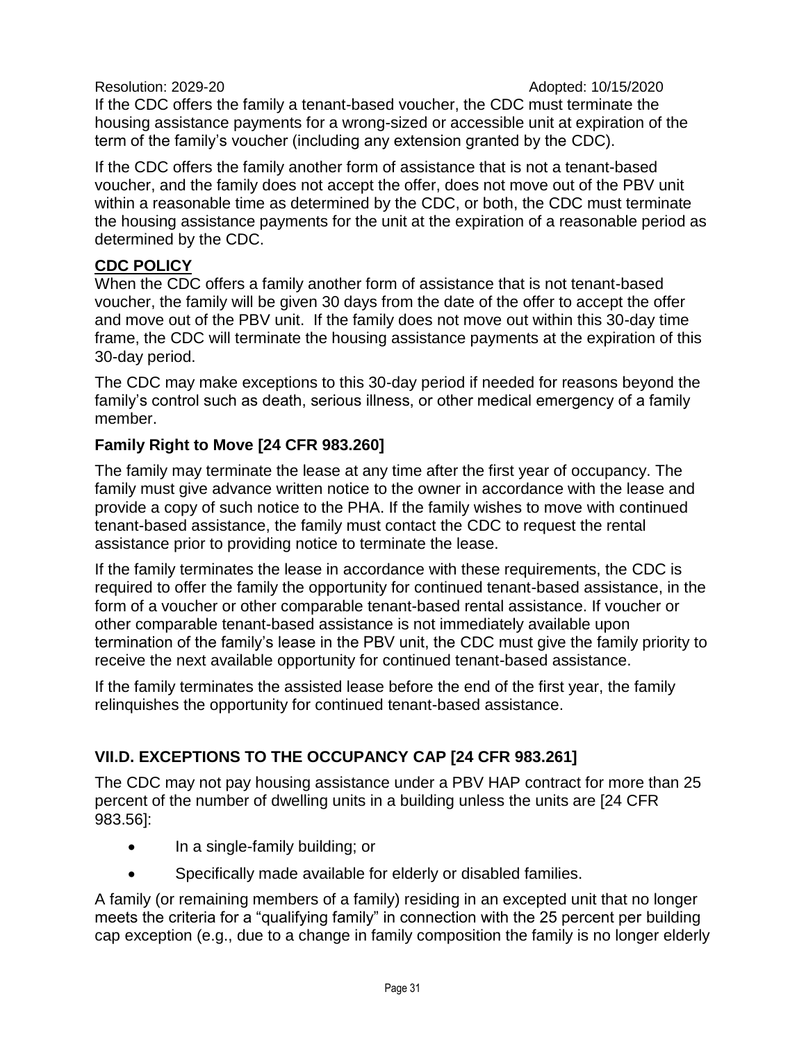If the CDC offers the family a tenant-based voucher, the CDC must terminate the housing assistance payments for a wrong-sized or accessible unit at expiration of the term of the family's voucher (including any extension granted by the CDC).

If the CDC offers the family another form of assistance that is not a tenant-based voucher, and the family does not accept the offer, does not move out of the PBV unit within a reasonable time as determined by the CDC, or both, the CDC must terminate the housing assistance payments for the unit at the expiration of a reasonable period as determined by the CDC.

**CDC POLICY**

When the CDC offers a family another form of assistance that is not tenant-based voucher, the family will be given 30 days from the date of the offer to accept the offer and move out of the PBV unit. If the family does not move out within this 30-day time frame, the CDC will terminate the housing assistance payments at the expiration of this 30-day period.

The CDC may make exceptions to this 30-day period if needed for reasons beyond the family's control such as death, serious illness, or other medical emergency of a family member.

### Family Right to Move [24 CFR 983.260]

The family may terminate the lease at any time after the first year of occupancy. The family must give advance written notice to the owner in accordance with the lease and provide a copy of such notice to the PHA. If the family wishes to move with continued tenant-based assistance, the family must contact the CDC to request the rental assistance prior to providing notice to terminate the lease.

If the family terminates the lease in accordance with these requirements, the CDC is required to offer the family the opportunity for continued tenant-based assistance, in the form of a voucher or other comparable tenant-based rental assistance. If voucher or other comparable tenant-based assistance is not immediately available upon termination of the family's lease in the PBV unit, the CDC must give the family priority to receive the next available opportunity for continued tenant-based assistance.

If the family terminates the assisted lease before the end of the first year, the family relinquishes the opportunity for continued tenant-based assistance.

## VII.D. EXCEPTIONS TO THE OCCUPANCY CAP [24 CFR 983.261]

The CDC may not pay housing assistance under a PBV HAP contract for more than 25 percent of the number of dwelling units in a building unless the units are [24 CFR 983.56]:

- In a single-family building; or
- Specifically made available for elderly or disabled families.

A family (or remaining members of a family) residing in an excepted unit that no longer meets the criteria for a "qualifying family" in connection with the 25 percent per building cap exception (e.g., due to a change in family composition the family is no longer elderly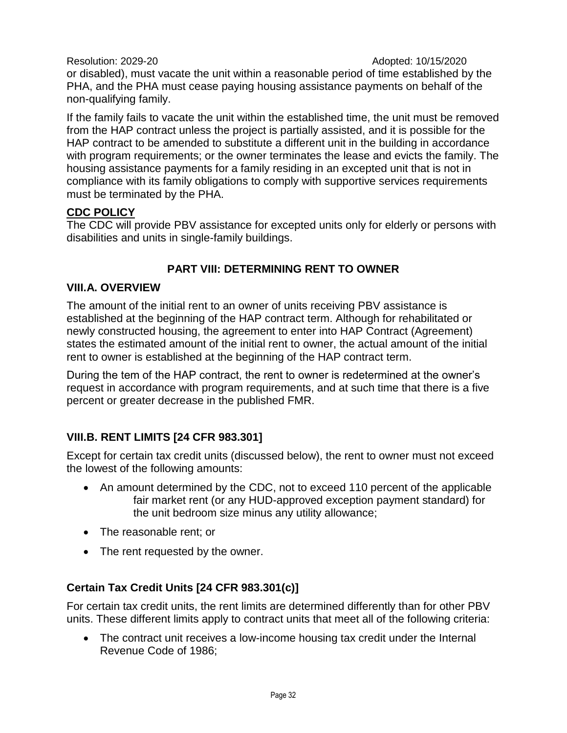or disabled), must vacate the unit within a reasonable period of time established by the PHA, and the PHA must cease paying housing assistance payments on behalf of the non-qualifying family.

If the family fails to vacate the unit within the established time, the unit must be removed from the HAP contract unless the project is partially assisted, and it is possible for the HAP contract to be amended to substitute a different unit in the building in accordance with program requirements; or the owner terminates the lease and evicts the family. The housing assistance payments for a family residing in an excepted unit that is not in compliance with its family obligations to comply with supportive services requirements must be terminated by the PHA.

**CDC POLICY**

The CDC will provide PBV assistance for excepted units only for elderly or persons with disabilities and units in single-family buildings.

## PART VIII: DETERMINING RENT TO OWNER

### VIII.A. OVERVIEW

The amount of the initial rent to an owner of units receiving PBV assistance is established at the beginning of the HAP contract term. Although for rehabilitated or newly constructed housing, the agreement to enter into HAP Contract (Agreement) states the estimated amount of the initial rent to owner, the actual amount of the initial rent to owner is established at the beginning of the HAP contract term.

During the tem of the HAP contract, the rent to owner is redetermined at the owner's request in accordance with program requirements, and at such time that there is a five percent or greater decrease in the published FMR.

### VIII.B. RENT LIMITS [24 CFR 983.301]

Except for certain tax credit units (discussed below), the rent to owner must not exceed the lowest of the following amounts:

- An amount determined by the CDC, not to exceed 110 percent of the applicable fair market rent (or any HUD-approved exception payment standard) for the unit bedroom size minus any utility allowance;
- The reasonable rent; or
- The rent requested by the owner.

### Certain Tax Credit Units [24 CFR 983.301(c)]

For certain tax credit units, the rent limits are determined differently than for other PBV units. These different limits apply to contract units that meet all of the following criteria:

- The contract unit receives a low-income housing tax credit under the Internal Revenue Code of 1986;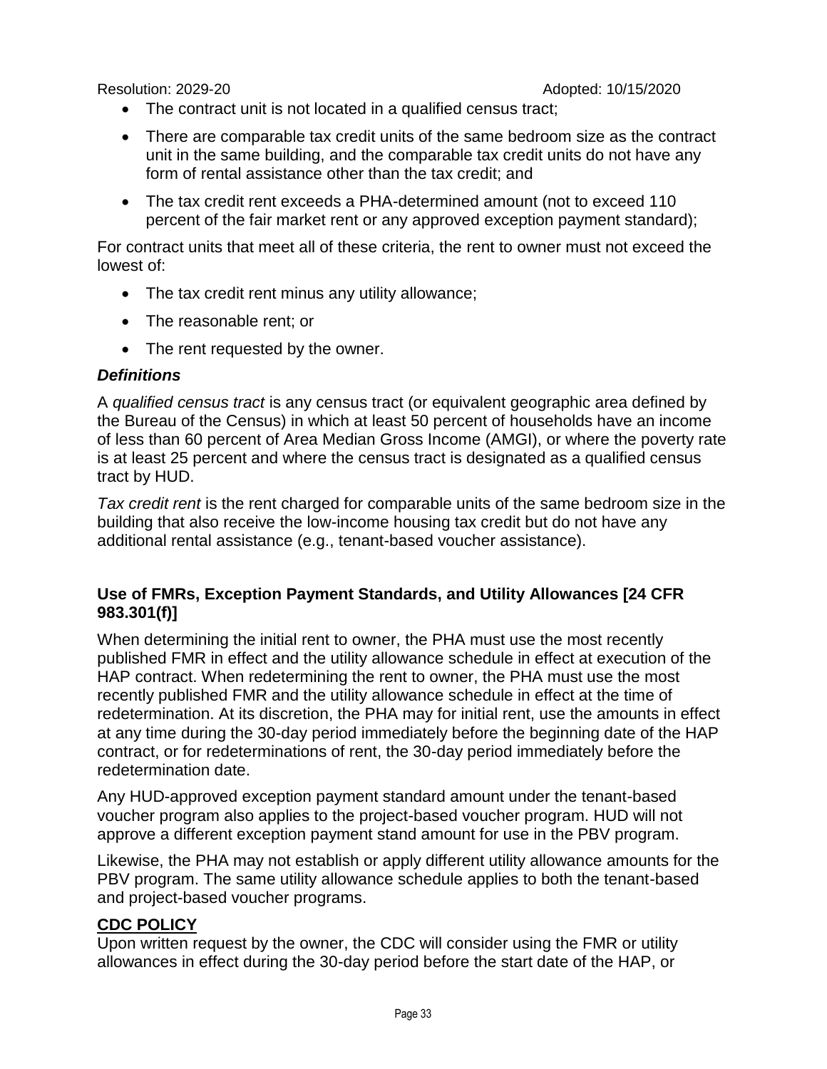- The contract unit is not located in a qualified census tract;
- There are comparable tax credit units of the same bedroom size as the contract unit in the same building, and the comparable tax credit units do not have any form of rental assistance other than the tax credit; and
- The tax credit rent exceeds a PHA-determined amount (not to exceed 110 percent of the fair market rent or any approved exception payment standard);

For contract units that meet all of these criteria, the rent to owner must not exceed the lowest of:

- The tax credit rent minus any utility allowance;
- The reasonable rent; or
- The rent requested by the owner.

***Definitions***

A *qualified census tract* is any census tract (or equivalent geographic area defined by the Bureau of the Census) in which at least 50 percent of households have an income of less than 60 percent of Area Median Gross Income (AMGI), or where the poverty rate is at least 25 percent and where the census tract is designated as a qualified census tract by HUD.

*Tax credit rent* is the rent charged for comparable units of the same bedroom size in the building that also receive the low-income housing tax credit but do not have any additional rental assistance (e.g., tenant-based voucher assistance).

**Use of FMRs, Exception Payment Standards, and Utility Allowances [24 CFR 983.301(f)]**

When determining the initial rent to owner, the PHA must use the most recently published FMR in effect and the utility allowance schedule in effect at execution of the HAP contract. When redetermining the rent to owner, the PHA must use the most recently published FMR and the utility allowance schedule in effect at the time of redetermination. At its discretion, the PHA may for initial rent, use the amounts in effect at any time during the 30-day period immediately before the beginning date of the HAP contract, or for redeterminations of rent, the 30-day period immediately before the redetermination date.

Any HUD-approved exception payment standard amount under the tenant-based voucher program also applies to the project-based voucher program. HUD will not approve a different exception payment stand amount for use in the PBV program.

Likewise, the PHA may not establish or apply different utility allowance amounts for the PBV program. The same utility allowance schedule applies to both the tenant-based and project-based voucher programs.

**CDC POLICY**

Upon written request by the owner, the CDC will consider using the FMR or utility allowances in effect during the 30-day period before the start date of the HAP, or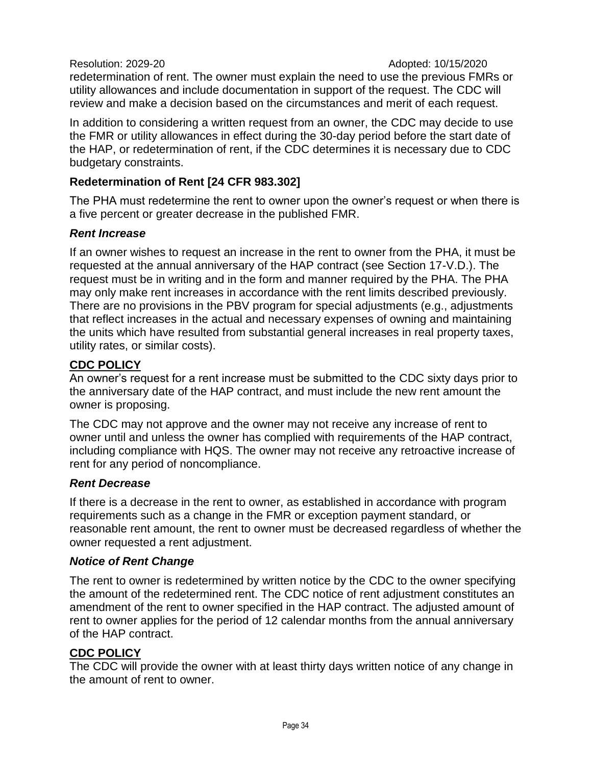redetermination of rent. The owner must explain the need to use the previous FMRs or utility allowances and include documentation in support of the request. The CDC will review and make a decision based on the circumstances and merit of each request.

In addition to considering a written request from an owner, the CDC may decide to use the FMR or utility allowances in effect during the 30-day period before the start date of the HAP, or redetermination of rent, if the CDC determines it is necessary due to CDC budgetary constraints.

### Redetermination of Rent [24 CFR 983.302]

The PHA must redetermine the rent to owner upon the owner's request or when there is a five percent or greater decrease in the published FMR.

#### *Rent Increase*

If an owner wishes to request an increase in the rent to owner from the PHA, it must be requested at the annual anniversary of the HAP contract (see Section 17-V.D.). The request must be in writing and in the form and manner required by the PHA. The PHA may only make rent increases in accordance with the rent limits described previously. There are no provisions in the PBV program for special adjustments (e.g., adjustments that reflect increases in the actual and necessary expenses of owning and maintaining the units which have resulted from substantial general increases in real property taxes, utility rates, or similar costs).

**CDC POLICY**

An owner's request for a rent increase must be submitted to the CDC sixty days prior to the anniversary date of the HAP contract, and must include the new rent amount the owner is proposing.

The CDC may not approve and the owner may not receive any increase of rent to owner until and unless the owner has complied with requirements of the HAP contract, including compliance with HQS. The owner may not receive any retroactive increase of rent for any period of noncompliance.

#### *Rent Decrease*

If there is a decrease in the rent to owner, as established in accordance with program requirements such as a change in the FMR or exception payment standard, or reasonable rent amount, the rent to owner must be decreased regardless of whether the owner requested a rent adjustment.

#### *Notice of Rent Change*

The rent to owner is redetermined by written notice by the CDC to the owner specifying the amount of the redetermined rent. The CDC notice of rent adjustment constitutes an amendment of the rent to owner specified in the HAP contract. The adjusted amount of rent to owner applies for the period of 12 calendar months from the annual anniversary of the HAP contract.

**CDC POLICY**

The CDC will provide the owner with at least thirty days written notice of any change in the amount of rent to owner.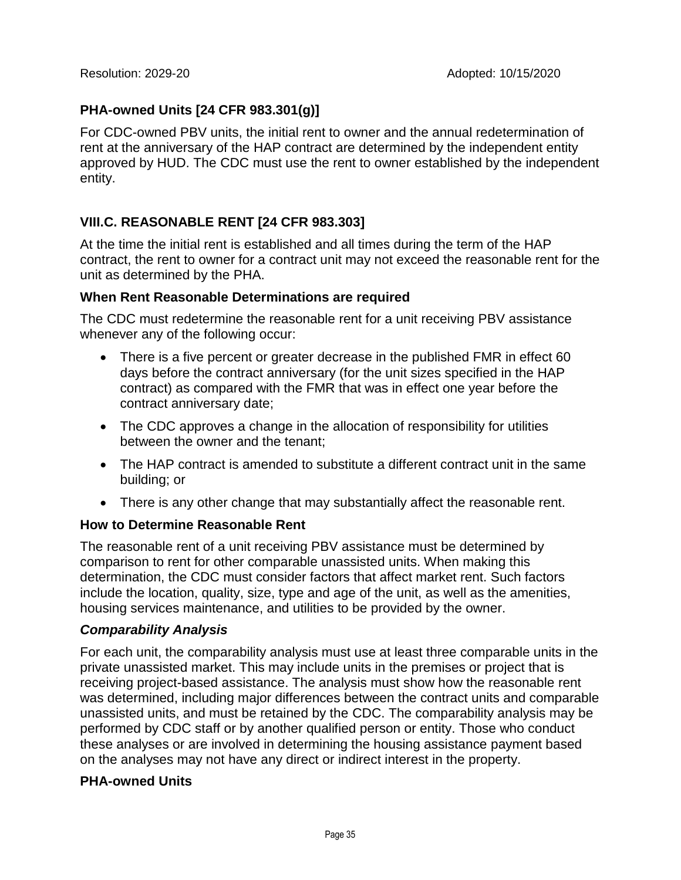### PHA-owned Units [24 CFR 983.301(g)]

For CDC-owned PBV units, the initial rent to owner and the annual redetermination of rent at the anniversary of the HAP contract are determined by the independent entity approved by HUD. The CDC must use the rent to owner established by the independent entity.

## VIII.C. REASONABLE RENT [24 CFR 983.303]

At the time the initial rent is established and all times during the term of the HAP contract, the rent to owner for a contract unit may not exceed the reasonable rent for the unit as determined by the PHA.

### When Rent Reasonable Determinations are required

The CDC must redetermine the reasonable rent for a unit receiving PBV assistance whenever any of the following occur:

- There is a five percent or greater decrease in the published FMR in effect 60 days before the contract anniversary (for the unit sizes specified in the HAP contract) as compared with the FMR that was in effect one year before the contract anniversary date;
- The CDC approves a change in the allocation of responsibility for utilities between the owner and the tenant;
- The HAP contract is amended to substitute a different contract unit in the same building; or
- There is any other change that may substantially affect the reasonable rent.

### How to Determine Reasonable Rent

The reasonable rent of a unit receiving PBV assistance must be determined by comparison to rent for other comparable unassisted units. When making this determination, the CDC must consider factors that affect market rent. Such factors include the location, quality, size, type and age of the unit, as well as the amenities, housing services maintenance, and utilities to be provided by the owner.

#### *Comparability Analysis*

For each unit, the comparability analysis must use at least three comparable units in the private unassisted market. This may include units in the premises or project that is receiving project-based assistance. The analysis must show how the reasonable rent was determined, including major differences between the contract units and comparable unassisted units, and must be retained by the CDC. The comparability analysis may be performed by CDC staff or by another qualified person or entity. Those who conduct these analyses or are involved in determining the housing assistance payment based on the analyses may not have any direct or indirect interest in the property.

### PHA-owned Units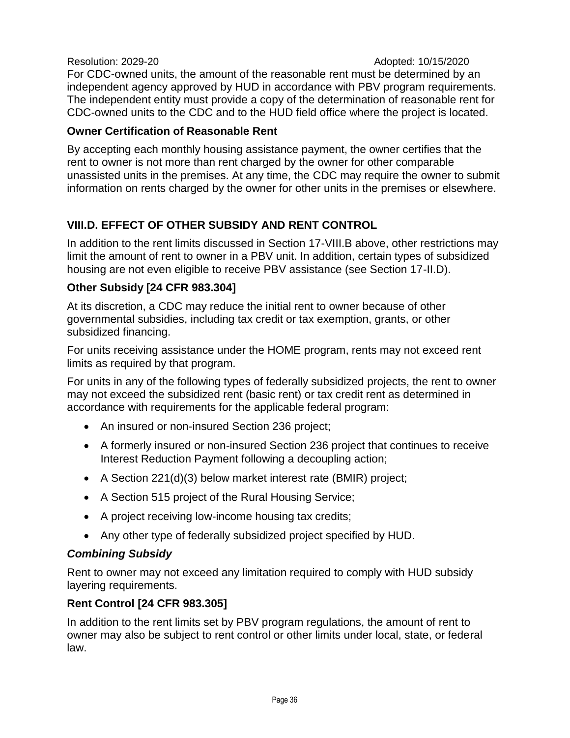For CDC-owned units, the amount of the reasonable rent must be determined by an independent agency approved by HUD in accordance with PBV program requirements. The independent entity must provide a copy of the determination of reasonable rent for CDC-owned units to the CDC and to the HUD field office where the project is located.

### Owner Certification of Reasonable Rent

By accepting each monthly housing assistance payment, the owner certifies that the rent to owner is not more than rent charged by the owner for other comparable unassisted units in the premises. At any time, the CDC may require the owner to submit information on rents charged by the owner for other units in the premises or elsewhere.

## VIII.D. EFFECT OF OTHER SUBSIDY AND RENT CONTROL

In addition to the rent limits discussed in Section 17-VIII.B above, other restrictions may limit the amount of rent to owner in a PBV unit. In addition, certain types of subsidized housing are not even eligible to receive PBV assistance (see Section 17-II.D).

### Other Subsidy [24 CFR 983.304]

At its discretion, a CDC may reduce the initial rent to owner because of other governmental subsidies, including tax credit or tax exemption, grants, or other subsidized financing.

For units receiving assistance under the HOME program, rents may not exceed rent limits as required by that program.

For units in any of the following types of federally subsidized projects, the rent to owner may not exceed the subsidized rent (basic rent) or tax credit rent as determined in accordance with requirements for the applicable federal program:

- An insured or non-insured Section 236 project;
- A formerly insured or non-insured Section 236 project that continues to receive Interest Reduction Payment following a decoupling action;
- A Section 221(d)(3) below market interest rate (BMIR) project;
- A Section 515 project of the Rural Housing Service;
- A project receiving low-income housing tax credits;
- Any other type of federally subsidized project specified by HUD.

#### *Combining Subsidy*

Rent to owner may not exceed any limitation required to comply with HUD subsidy layering requirements.

### Rent Control [24 CFR 983.305]

In addition to the rent limits set by PBV program regulations, the amount of rent to owner may also be subject to rent control or other limits under local, state, or federal law.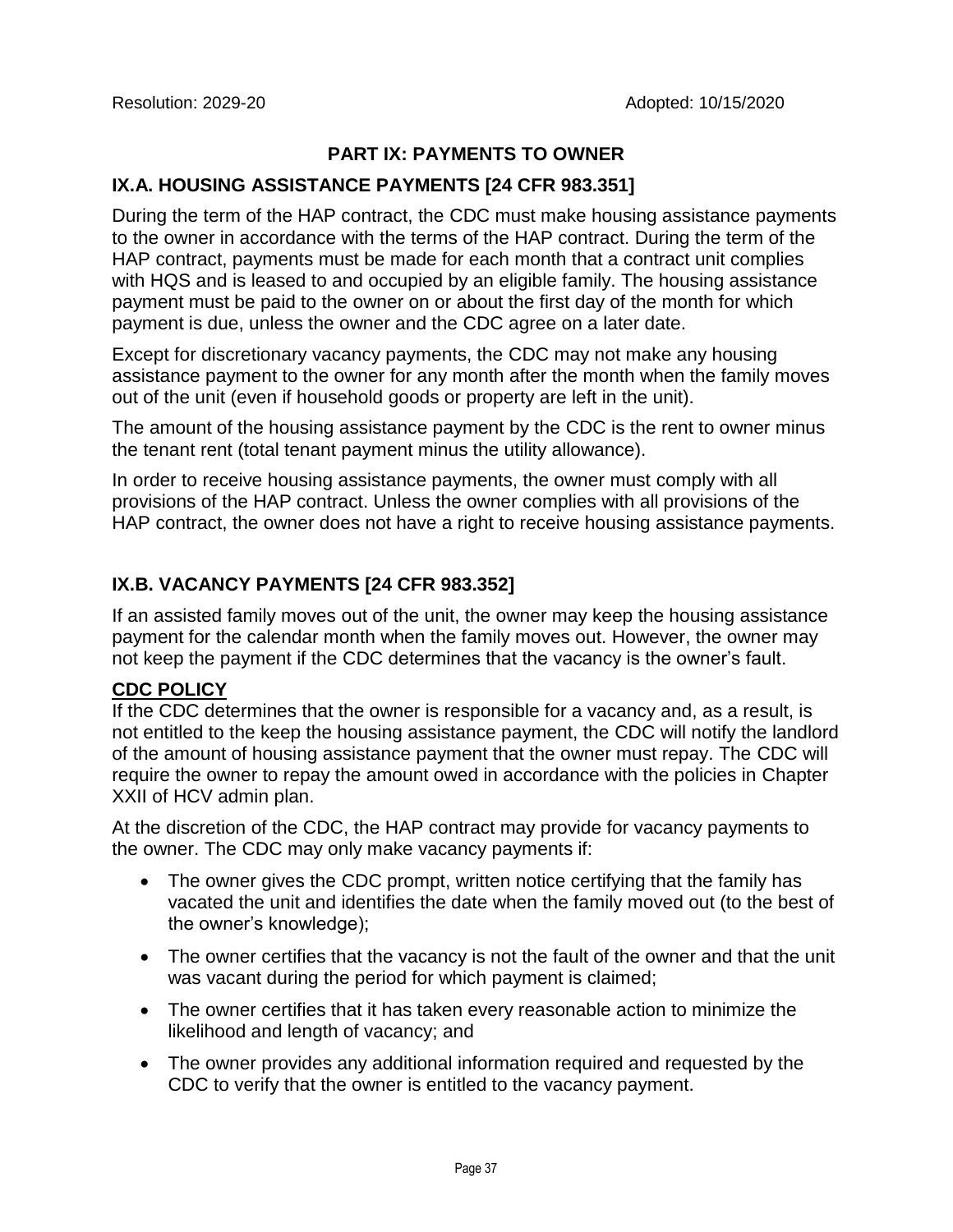Resolution: 2029-20 Adopted: 10/15/2020

# PART IX: PAYMENTS TO OWNER

## IX.A. HOUSING ASSISTANCE PAYMENTS [24 CFR 983.351]

During the term of the HAP contract, the CDC must make housing assistance payments to the owner in accordance with the terms of the HAP contract. During the term of the HAP contract, payments must be made for each month that a contract unit complies with HQS and is leased to and occupied by an eligible family. The housing assistance payment must be paid to the owner on or about the first day of the month for which payment is due, unless the owner and the CDC agree on a later date.

Except for discretionary vacancy payments, the CDC may not make any housing assistance payment to the owner for any month after the month when the family moves out of the unit (even if household goods or property are left in the unit).

The amount of the housing assistance payment by the CDC is the rent to owner minus the tenant rent (total tenant payment minus the utility allowance).

In order to receive housing assistance payments, the owner must comply with all provisions of the HAP contract. Unless the owner complies with all provisions of the HAP contract, the owner does not have a right to receive housing assistance payments.

## IX.B. VACANCY PAYMENTS [24 CFR 983.352]

If an assisted family moves out of the unit, the owner may keep the housing assistance payment for the calendar month when the family moves out. However, the owner may not keep the payment if the CDC determines that the vacancy is the owner's fault.

**CDC POLICY**

If the CDC determines that the owner is responsible for a vacancy and, as a result, is not entitled to the keep the housing assistance payment, the CDC will notify the landlord of the amount of housing assistance payment that the owner must repay. The CDC will require the owner to repay the amount owed in accordance with the policies in Chapter XXII of HCV admin plan.

At the discretion of the CDC, the HAP contract may provide for vacancy payments to the owner. The CDC may only make vacancy payments if:

- The owner gives the CDC prompt, written notice certifying that the family has vacated the unit and identifies the date when the family moved out (to the best of the owner's knowledge);
- The owner certifies that the vacancy is not the fault of the owner and that the unit was vacant during the period for which payment is claimed;
- The owner certifies that it has taken every reasonable action to minimize the likelihood and length of vacancy; and
- The owner provides any additional information required and requested by the CDC to verify that the owner is entitled to the vacancy payment.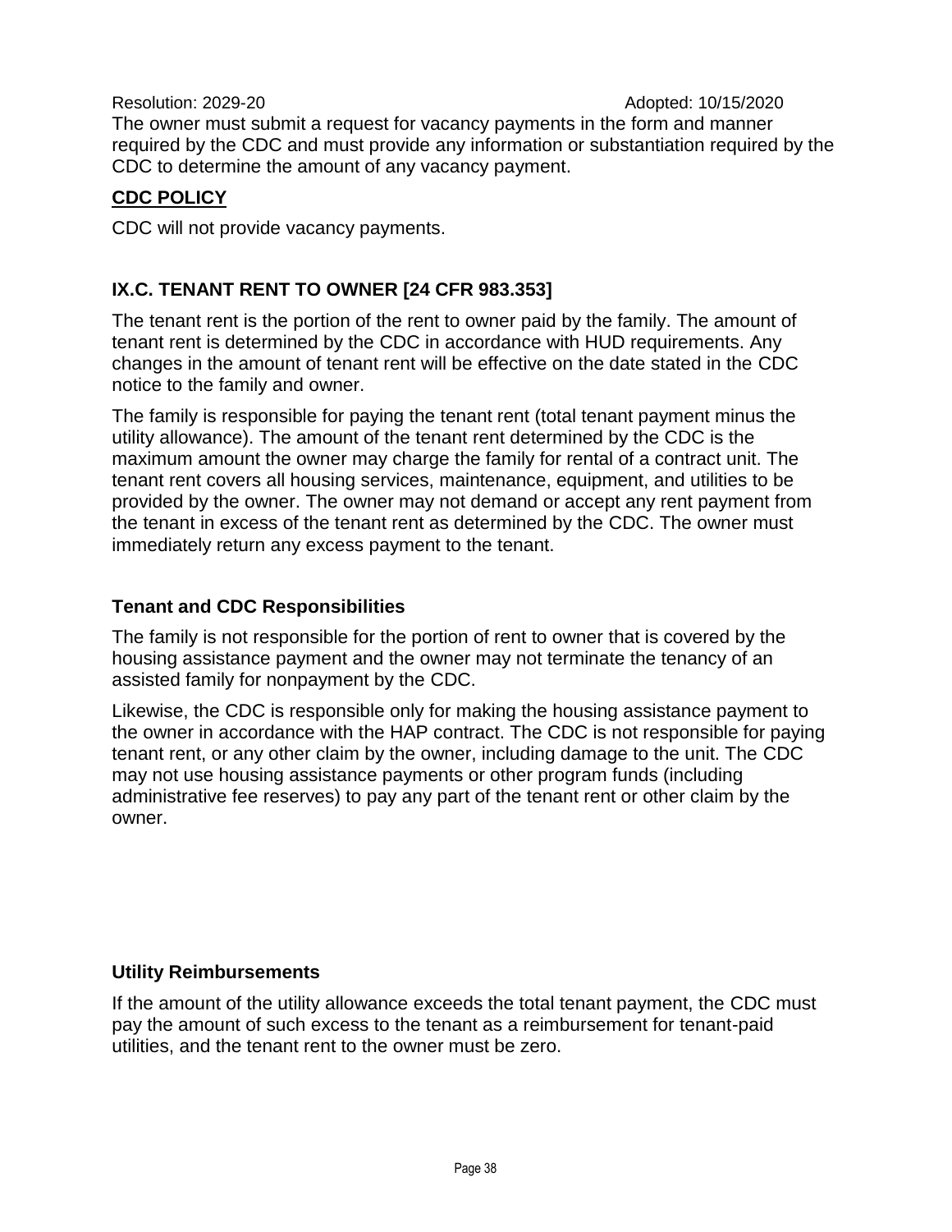The owner must submit a request for vacancy payments in the form and manner required by the CDC and must provide any information or substantiation required by the CDC to determine the amount of any vacancy payment.

**CDC POLICY**

CDC will not provide vacancy payments.

### IX.C. TENANT RENT TO OWNER [24 CFR 983.353]

The tenant rent is the portion of the rent to owner paid by the family. The amount of tenant rent is determined by the CDC in accordance with HUD requirements. Any changes in the amount of tenant rent will be effective on the date stated in the CDC notice to the family and owner.

The family is responsible for paying the tenant rent (total tenant payment minus the utility allowance). The amount of the tenant rent determined by the CDC is the maximum amount the owner may charge the family for rental of a contract unit. The tenant rent covers all housing services, maintenance, equipment, and utilities to be provided by the owner. The owner may not demand or accept any rent payment from the tenant in excess of the tenant rent as determined by the CDC. The owner must immediately return any excess payment to the tenant.

#### Tenant and CDC Responsibilities

The family is not responsible for the portion of rent to owner that is covered by the housing assistance payment and the owner may not terminate the tenancy of an assisted family for nonpayment by the CDC.

Likewise, the CDC is responsible only for making the housing assistance payment to the owner in accordance with the HAP contract. The CDC is not responsible for paying tenant rent, or any other claim by the owner, including damage to the unit. The CDC may not use housing assistance payments or other program funds (including administrative fee reserves) to pay any part of the tenant rent or other claim by the owner.

#### Utility Reimbursements

If the amount of the utility allowance exceeds the total tenant payment, the CDC must pay the amount of such excess to the tenant as a reimbursement for tenant-paid utilities, and the tenant rent to the owner must be zero.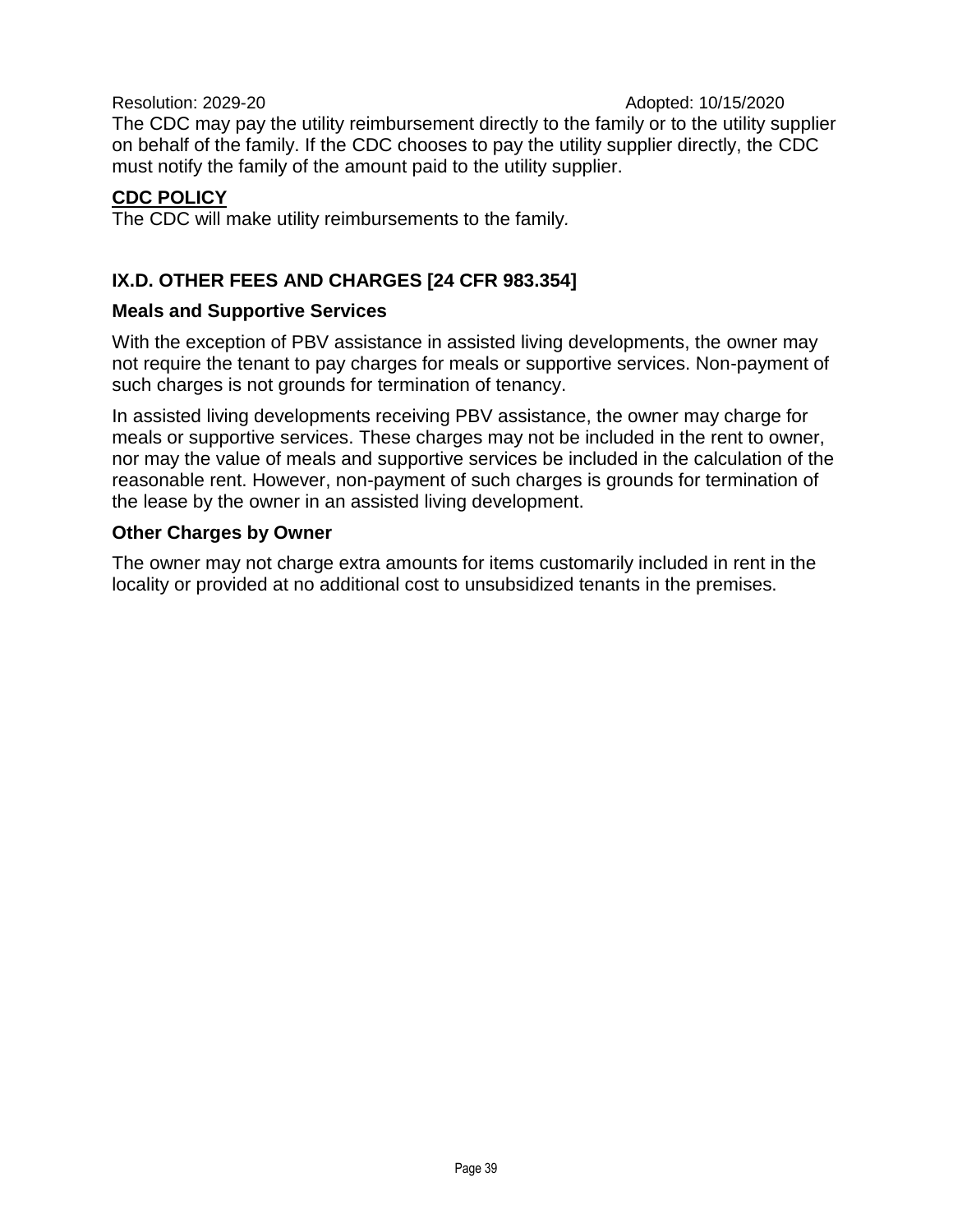The CDC may pay the utility reimbursement directly to the family or to the utility supplier on behalf of the family. If the CDC chooses to pay the utility supplier directly, the CDC must notify the family of the amount paid to the utility supplier.

**CDC POLICY**

The CDC will make utility reimbursements to the family.

## IX.D. OTHER FEES AND CHARGES [24 CFR 983.354]

### Meals and Supportive Services

With the exception of PBV assistance in assisted living developments, the owner may not require the tenant to pay charges for meals or supportive services. Non-payment of such charges is not grounds for termination of tenancy.

In assisted living developments receiving PBV assistance, the owner may charge for meals or supportive services. These charges may not be included in the rent to owner, nor may the value of meals and supportive services be included in the calculation of the reasonable rent. However, non-payment of such charges is grounds for termination of the lease by the owner in an assisted living development.

### Other Charges by Owner

The owner may not charge extra amounts for items customarily included in rent in the locality or provided at no additional cost to unsubsidized tenants in the premises.